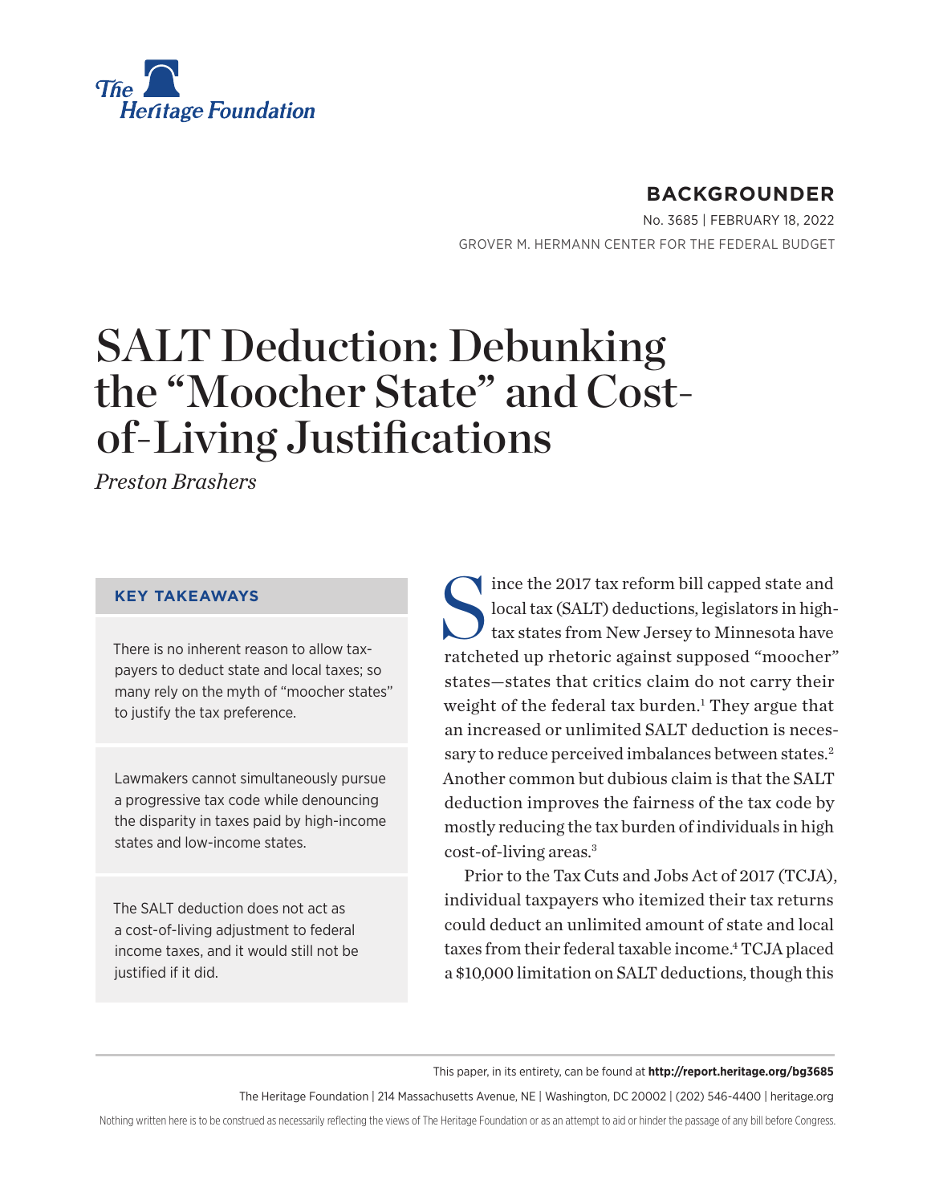**BACKGROUNDER**

No. 3685 | FEBRUARY 18, 2022

GROVER M. HERMANN CENTER FOR THE FEDERAL BUDGET

# SALT Deduction: Debunking the "Moocher State" and Cost-of-Living Justifications

*Preston Brashers*

**KEY TAKEAWAYS**

There is no inherent reason to allow taxpayers to deduct state and local taxes; so many rely on the myth of "moocher states" to justify the tax preference.

Lawmakers cannot simultaneously pursue a progressive tax code while denouncing the disparity in taxes paid by high-income states and low-income states.

The SALT deduction does not act as a cost-of-living adjustment to federal income taxes, and it would still not be justified if it did.

Since the 2017 tax reform bill capped state and local tax (SALT) deductions, legislators in high-tax states from New Jersey to Minnesota have ratcheted up rhetoric against supposed "moocher" states—states that critics claim do not carry their weight of the federal tax burden.[1] They argue that an increased or unlimited SALT deduction is necessary to reduce perceived imbalances between states.[2] Another common but dubious claim is that the SALT deduction improves the fairness of the tax code by mostly reducing the tax burden of individuals in high cost-of-living areas.[3]

Prior to the Tax Cuts and Jobs Act of 2017 (TCJA), individual taxpayers who itemized their tax returns could deduct an unlimited amount of state and local taxes from their federal taxable income.[4] TCJA placed a $10,000 limitation on SALT deductions, though this

This paper, in its entirety, can be found at **http://report.heritage.org/bg3685**

The Heritage Foundation | 214 Massachusetts Avenue, NE | Washington, DC 20002 | (202) 546-4400 | heritage.org

Nothing written here is to be construed as necessarily reflecting the views of The Heritage Foundation or as an attempt to aid or hinder the passage of any bill before Congress.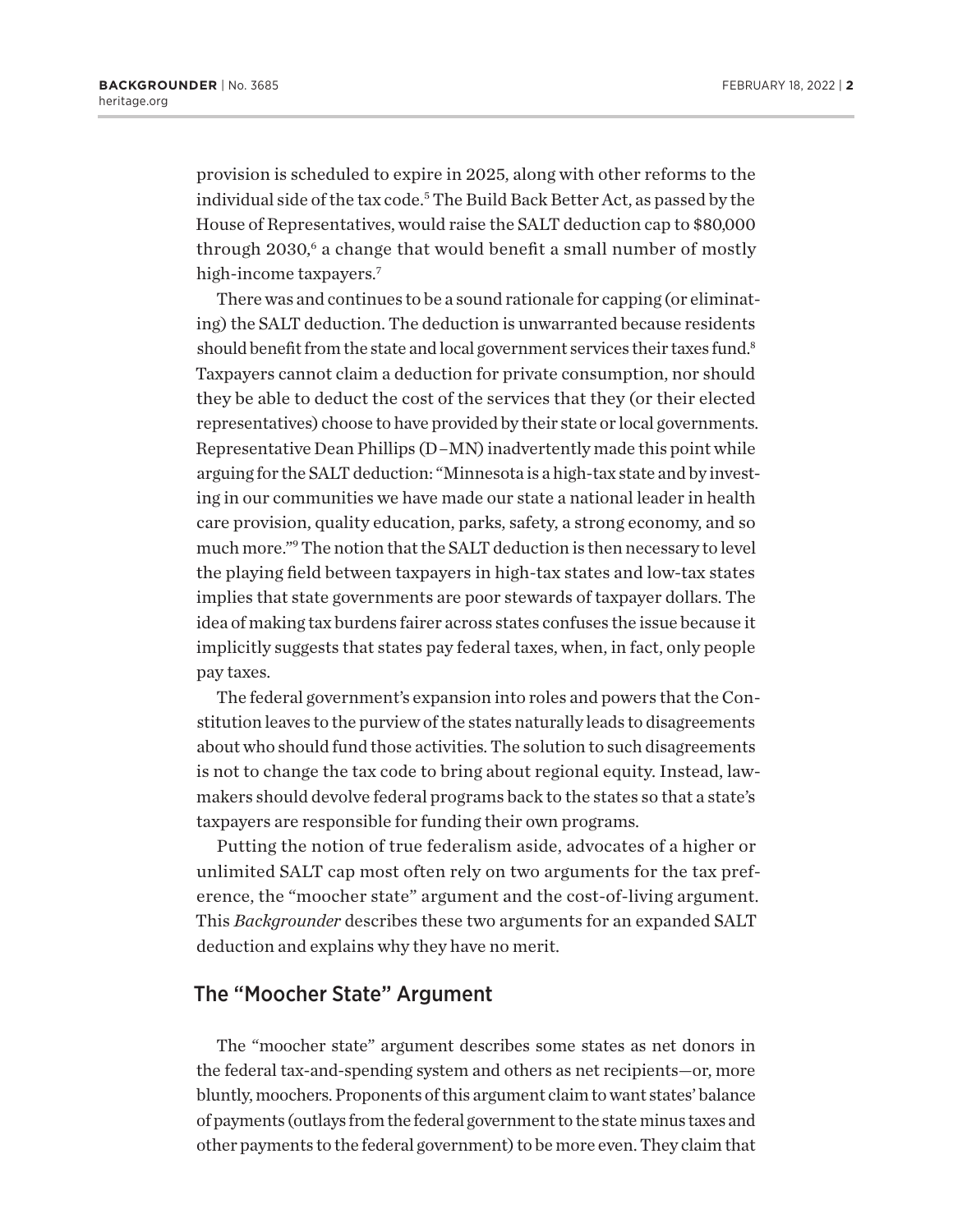provision is scheduled to expire in 2025, along with other reforms to the individual side of the tax code.[5] The Build Back Better Act, as passed by the House of Representatives, would raise the SALT deduction cap to $80,000 through 2030,[6] a change that would benefit a small number of mostly high-income taxpayers.[7]

There was and continues to be a sound rationale for capping (or eliminating) the SALT deduction. The deduction is unwarranted because residents should benefit from the state and local government services their taxes fund.[8] Taxpayers cannot claim a deduction for private consumption, nor should they be able to deduct the cost of the services that they (or their elected representatives) choose to have provided by their state or local governments. Representative Dean Phillips (D–MN) inadvertently made this point while arguing for the SALT deduction: "Minnesota is a high-tax state and by investing in our communities we have made our state a national leader in health care provision, quality education, parks, safety, a strong economy, and so much more."[9] The notion that the SALT deduction is then necessary to level the playing field between taxpayers in high-tax states and low-tax states implies that state governments are poor stewards of taxpayer dollars. The idea of making tax burdens fairer across states confuses the issue because it implicitly suggests that states pay federal taxes, when, in fact, only people pay taxes.

The federal government's expansion into roles and powers that the Constitution leaves to the purview of the states naturally leads to disagreements about who should fund those activities. The solution to such disagreements is not to change the tax code to bring about regional equity. Instead, lawmakers should devolve federal programs back to the states so that a state's taxpayers are responsible for funding their own programs.

Putting the notion of true federalism aside, advocates of a higher or unlimited SALT cap most often rely on two arguments for the tax preference, the "moocher state" argument and the cost-of-living argument. This *Backgrounder* describes these two arguments for an expanded SALT deduction and explains why they have no merit.

## The "Moocher State" Argument

The "moocher state" argument describes some states as net donors in the federal tax-and-spending system and others as net recipients—or, more bluntly, moochers. Proponents of this argument claim to want states' balance of payments (outlays from the federal government to the state minus taxes and other payments to the federal government) to be more even. They claim that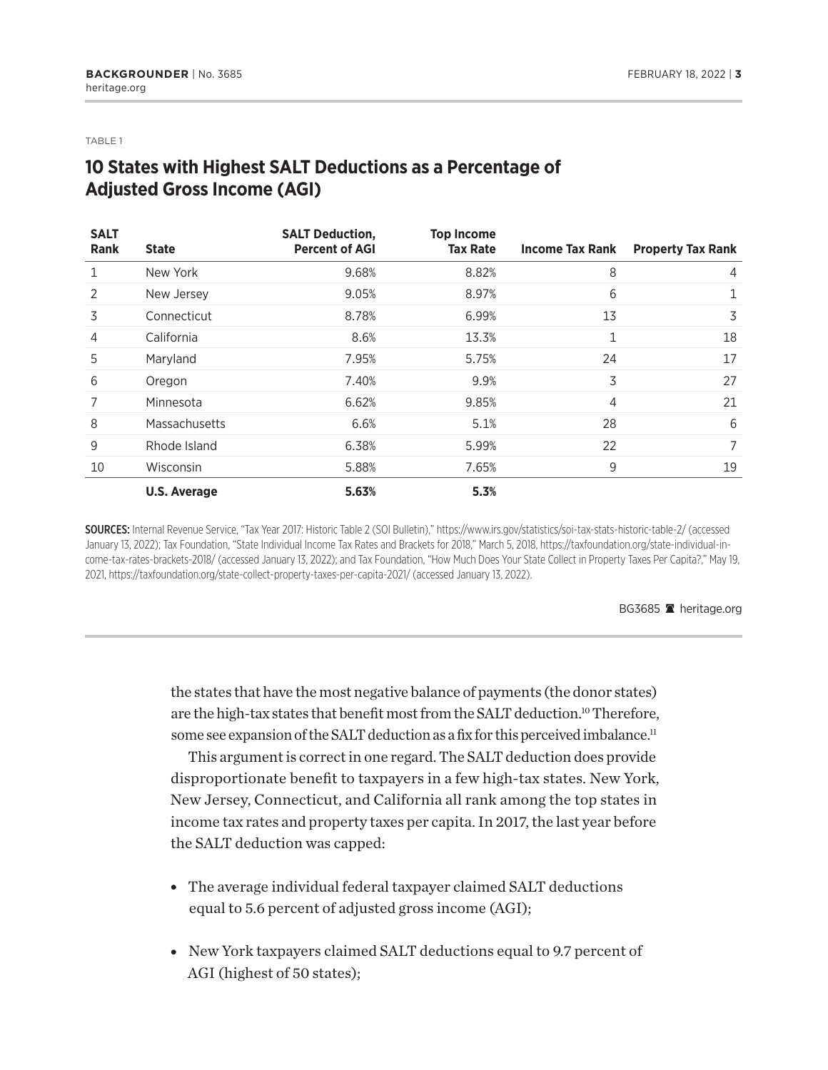TABLE 1

## 10 States with Highest SALT Deductions as a Percentage of Adjusted Gross Income (AGI)

| SALT Rank | State | SALT Deduction, Percent of AGI | Top Income Tax Rate | Income Tax Rank | Property Tax Rank |
|---|---|---|---|---|---|
| 1 | New York | 9.68% | 8.82% | 8 | 4 |
| 2 | New Jersey | 9.05% | 8.97% | 6 | 1 |
| 3 | Connecticut | 8.78% | 6.99% | 13 | 3 |
| 4 | California | 8.6% | 13.3% | 1 | 18 |
| 5 | Maryland | 7.95% | 5.75% | 24 | 17 |
| 6 | Oregon | 7.40% | 9.9% | 3 | 27 |
| 7 | Minnesota | 6.62% | 9.85% | 4 | 21 |
| 8 | Massachusetts | 6.6% | 5.1% | 28 | 6 |
| 9 | Rhode Island | 6.38% | 5.99% | 22 | 7 |
| 10 | Wisconsin | 5.88% | 7.65% | 9 | 19 |
| | **U.S. Average** | **5.63%** | **5.3%** | | |

SOURCES: Internal Revenue Service, "Tax Year 2017: Historic Table 2 (SOI Bulletin)," https://www.irs.gov/statistics/soi-tax-stats-historic-table-2/ (accessed January 13, 2022); Tax Foundation, "State Individual Income Tax Rates and Brackets for 2018," March 5, 2018, https://taxfoundation.org/state-individual-income-tax-rates-brackets-2018/ (accessed January 13, 2022); and Tax Foundation, "How Much Does Your State Collect in Property Taxes Per Capita?," May 19, 2021, https://taxfoundation.org/state-collect-property-taxes-per-capita-2021/ (accessed January 13, 2022).

BG3685 heritage.org

the states that have the most negative balance of payments (the donor states) are the high-tax states that benefit most from the SALT deduction.[10] Therefore, some see expansion of the SALT deduction as a fix for this perceived imbalance.[11]

This argument is correct in one regard. The SALT deduction does provide disproportionate benefit to taxpayers in a few high-tax states. New York, New Jersey, Connecticut, and California all rank among the top states in income tax rates and property taxes per capita. In 2017, the last year before the SALT deduction was capped:

- The average individual federal taxpayer claimed SALT deductions equal to 5.6 percent of adjusted gross income (AGI);
- New York taxpayers claimed SALT deductions equal to 9.7 percent of AGI (highest of 50 states);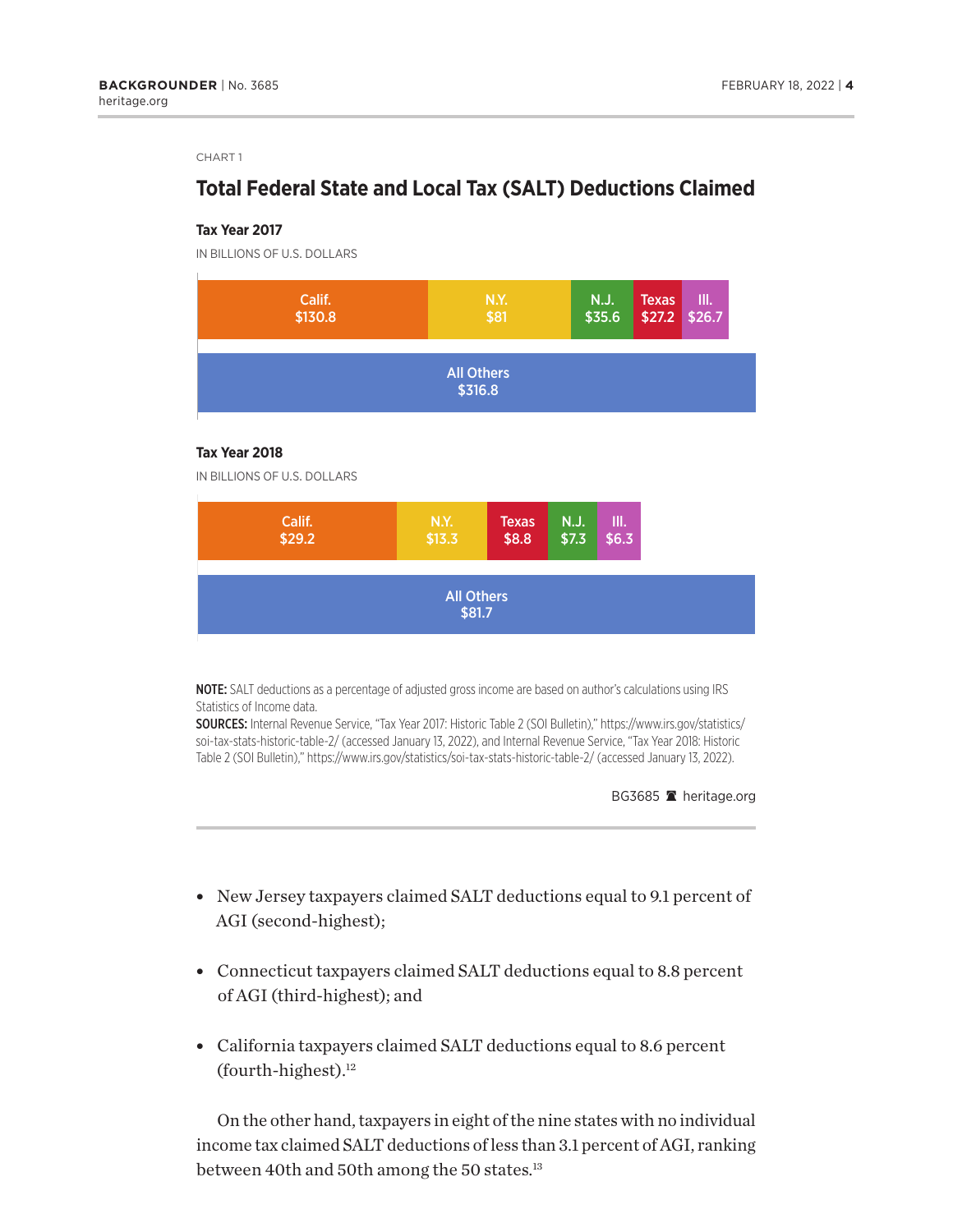CHART 1

## Total Federal State and Local Tax (SALT) Deductions Claimed

**Tax Year 2017**

IN BILLIONS OF U.S. DOLLARS

| State | Amount |
|---|---|
| Calif. | $130.8 |
| N.Y. | $81 |
| N.J. | $35.6 |
| Texas | $27.2 |
| Ill. | $26.7 |
| All Others | $316.8 |

**Tax Year 2018**

IN BILLIONS OF U.S. DOLLARS

| State | Amount |
|---|---|
| Calif. | $29.2 |
| N.Y. | $13.3 |
| Texas | $8.8 |
| N.J. | $7.3 |
| Ill. | $6.3 |
| All Others | $81.7 |

**NOTE:** SALT deductions as a percentage of adjusted gross income are based on author's calculations using IRS Statistics of Income data.

**SOURCES:** Internal Revenue Service, "Tax Year 2017: Historic Table 2 (SOI Bulletin)," https://www.irs.gov/statistics/soi-tax-stats-historic-table-2/ (accessed January 13, 2022), and Internal Revenue Service, "Tax Year 2018: Historic Table 2 (SOI Bulletin)," https://www.irs.gov/statistics/soi-tax-stats-historic-table-2/ (accessed January 13, 2022).

BG3685 heritage.org

- New Jersey taxpayers claimed SALT deductions equal to 9.1 percent of AGI (second-highest);
- Connecticut taxpayers claimed SALT deductions equal to 8.8 percent of AGI (third-highest); and
- California taxpayers claimed SALT deductions equal to 8.6 percent (fourth-highest).[12]

On the other hand, taxpayers in eight of the nine states with no individual income tax claimed SALT deductions of less than 3.1 percent of AGI, ranking between 40th and 50th among the 50 states.[13]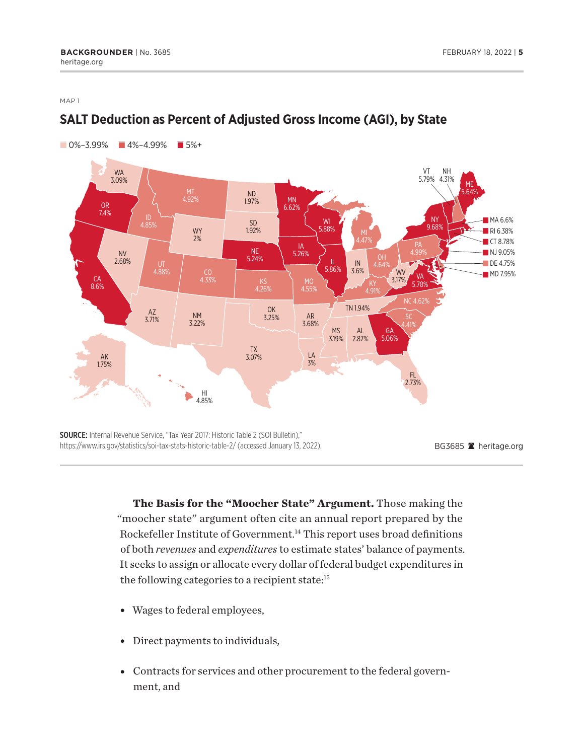MAP 1

## SALT Deduction as Percent of Adjusted Gross Income (AGI), by State

0%–3.99% | 4%–4.99% | 5%+

| State | SALT Deduction as % of AGI |
|---|---|
| WA | 3.09% |
| OR | 7.4% |
| CA | 8.6% |
| ID | 4.85% |
| NV | 2.68% |
| MT | 4.92% |
| WY | 2% |
| UT | 4.88% |
| AZ | 3.71% |
| CO | 4.33% |
| NM | 3.22% |
| ND | 1.97% |
| SD | 1.92% |
| NE | 5.24% |
| KS | 4.26% |
| OK | 3.25% |
| TX | 3.07% |
| MN | 6.62% |
| IA | 5.26% |
| MO | 4.55% |
| AR | 3.68% |
| LA | 3% |
| WI | 5.88% |
| IL | 5.86% |
| MI | 4.47% |
| IN | 3.6% |
| OH | 4.64% |
| KY | 4.91% |
| TN | 1.94% |
| MS | 3.19% |
| AL | 2.87% |
| GA | 5.06% |
| FL | 2.73% |
| SC | 4.41% |
| NC | 4.62% |
| VA | 5.78% |
| WV | 3.17% |
| PA | 4.99% |
| NY | 9.68% |
| VT | 5.79% |
| NH | 4.31% |
| ME | 5.64% |
| MA | 6.6% |
| RI | 6.38% |
| CT | 8.78% |
| NJ | 9.05% |
| DE | 4.75% |
| MD | 7.95% |
| AK | 1.75% |
| HI | 4.85% |

**SOURCE:** Internal Revenue Service, "Tax Year 2017: Historic Table 2 (SOI Bulletin)," https://www.irs.gov/statistics/soi-tax-stats-historic-table-2/ (accessed January 13, 2022).

BG3685 heritage.org

**The Basis for the "Moocher State" Argument.** Those making the "moocher state" argument often cite an annual report prepared by the Rockefeller Institute of Government.[14] This report uses broad definitions of both *revenues* and *expenditures* to estimate states' balance of payments. It seeks to assign or allocate every dollar of federal budget expenditures in the following categories to a recipient state:[15]

- Wages to federal employees,
- Direct payments to individuals,
- Contracts for services and other procurement to the federal government, and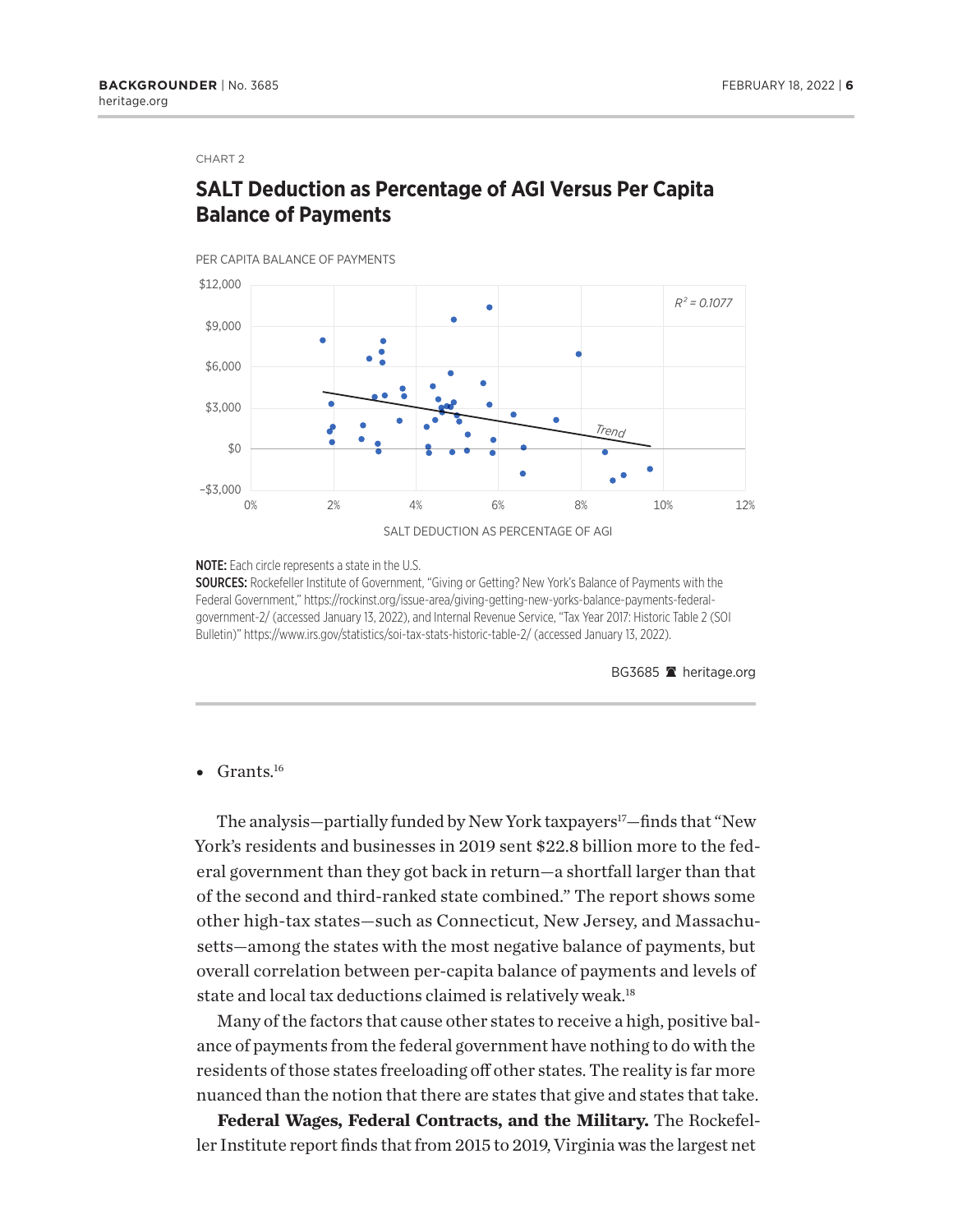CHART 2

## SALT Deduction as Percentage of AGI Versus Per Capita Balance of Payments

PER CAPITA BALANCE OF PAYMENTS

$R^2 = 0.1077$

SALT DEDUCTION AS PERCENTAGE OF AGI

**NOTE:** Each circle represents a state in the U.S.

**SOURCES:** Rockefeller Institute of Government, "Giving or Getting? New York's Balance of Payments with the Federal Government," https://rockinst.org/issue-area/giving-getting-new-yorks-balance-payments-federal-government-2/ (accessed January 13, 2022), and Internal Revenue Service, "Tax Year 2017: Historic Table 2 (SOI Bulletin)" https://www.irs.gov/statistics/soi-tax-stats-historic-table-2/ (accessed January 13, 2022).

BG3685 heritage.org

- Grants.[16]

The analysis—partially funded by New York taxpayers[17]—finds that "New York's residents and businesses in 2019 sent $22.8 billion more to the federal government than they got back in return—a shortfall larger than that of the second and third-ranked state combined." The report shows some other high-tax states—such as Connecticut, New Jersey, and Massachusetts—among the states with the most negative balance of payments, but overall correlation between per-capita balance of payments and levels of state and local tax deductions claimed is relatively weak.[18]

Many of the factors that cause other states to receive a high, positive balance of payments from the federal government have nothing to do with the residents of those states freeloading off other states. The reality is far more nuanced than the notion that there are states that give and states that take.

**Federal Wages, Federal Contracts, and the Military.** The Rockefeller Institute report finds that from 2015 to 2019, Virginia was the largest net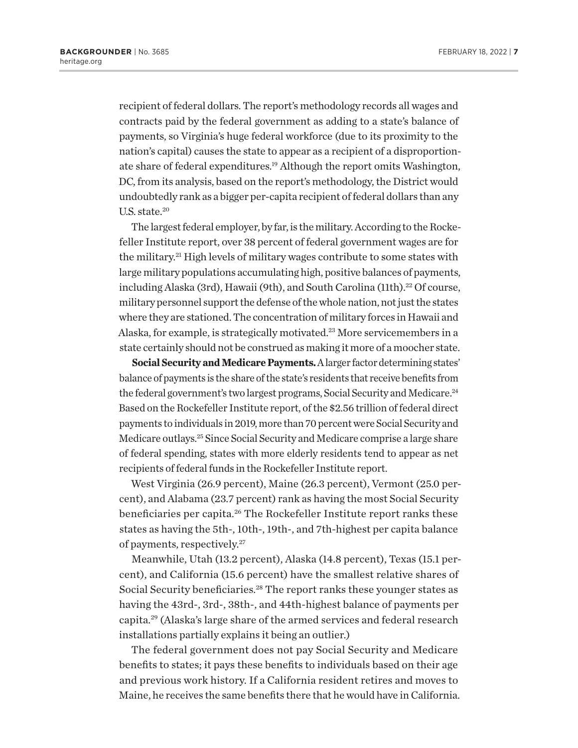recipient of federal dollars. The report's methodology records all wages and contracts paid by the federal government as adding to a state's balance of payments, so Virginia's huge federal workforce (due to its proximity to the nation's capital) causes the state to appear as a recipient of a disproportionate share of federal expenditures.[19] Although the report omits Washington, DC, from its analysis, based on the report's methodology, the District would undoubtedly rank as a bigger per-capita recipient of federal dollars than any U.S. state.[20]

The largest federal employer, by far, is the military. According to the Rockefeller Institute report, over 38 percent of federal government wages are for the military.[21] High levels of military wages contribute to some states with large military populations accumulating high, positive balances of payments, including Alaska (3rd), Hawaii (9th), and South Carolina (11th).[22] Of course, military personnel support the defense of the whole nation, not just the states where they are stationed. The concentration of military forces in Hawaii and Alaska, for example, is strategically motivated.[23] More servicemembers in a state certainly should not be construed as making it more of a moocher state.

**Social Security and Medicare Payments.** A larger factor determining states' balance of payments is the share of the state's residents that receive benefits from the federal government's two largest programs, Social Security and Medicare.[24] Based on the Rockefeller Institute report, of the $2.56 trillion of federal direct payments to individuals in 2019, more than 70 percent were Social Security and Medicare outlays.[25] Since Social Security and Medicare comprise a large share of federal spending, states with more elderly residents tend to appear as net recipients of federal funds in the Rockefeller Institute report.

West Virginia (26.9 percent), Maine (26.3 percent), Vermont (25.0 percent), and Alabama (23.7 percent) rank as having the most Social Security beneficiaries per capita.[26] The Rockefeller Institute report ranks these states as having the 5th-, 10th-, 19th-, and 7th-highest per capita balance of payments, respectively.[27]

Meanwhile, Utah (13.2 percent), Alaska (14.8 percent), Texas (15.1 percent), and California (15.6 percent) have the smallest relative shares of Social Security beneficiaries.[28] The report ranks these younger states as having the 43rd-, 3rd-, 38th-, and 44th-highest balance of payments per capita.[29] (Alaska's large share of the armed services and federal research installations partially explains it being an outlier.)

The federal government does not pay Social Security and Medicare benefits to states; it pays these benefits to individuals based on their age and previous work history. If a California resident retires and moves to Maine, he receives the same benefits there that he would have in California.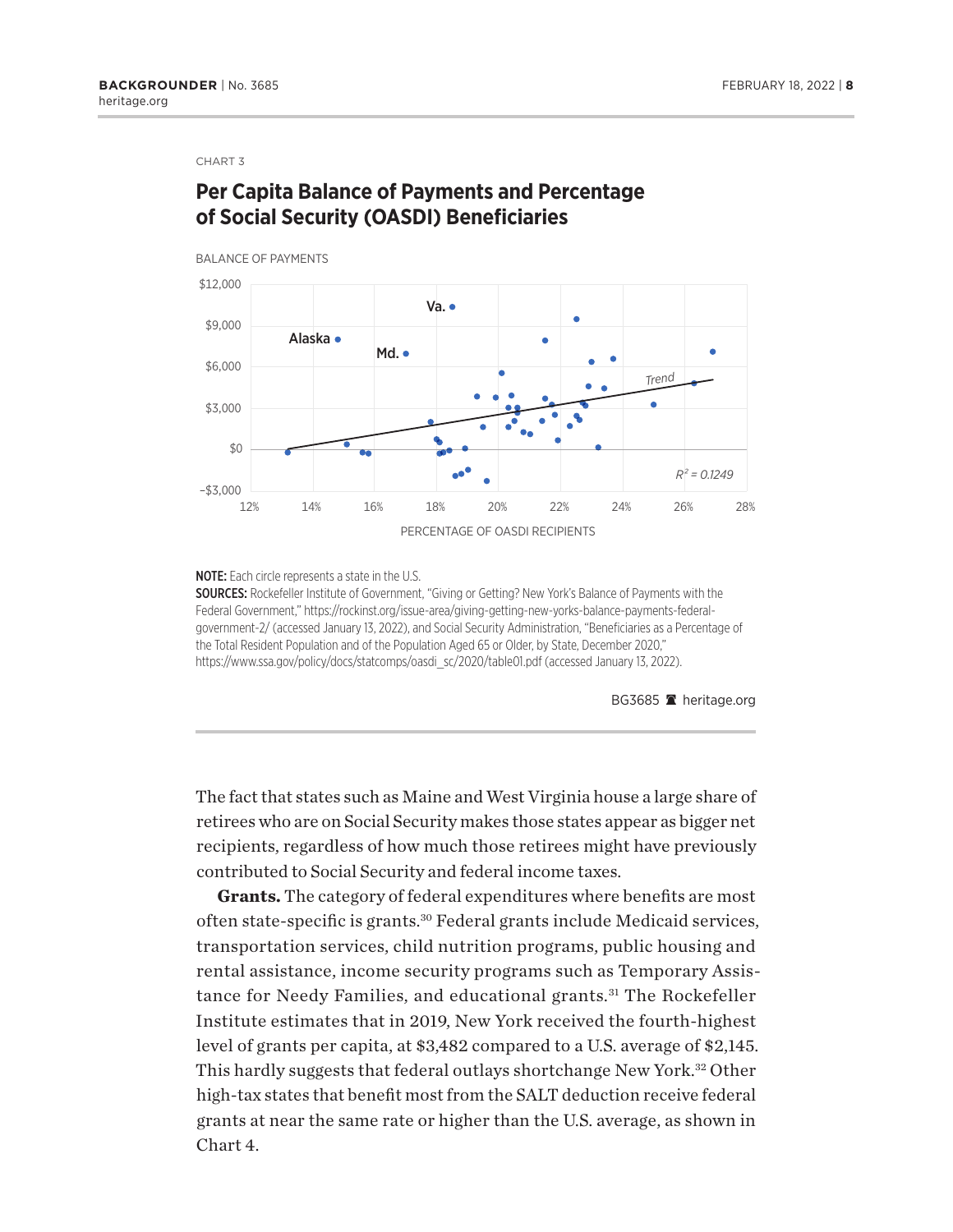CHART 3

## Per Capita Balance of Payments and Percentage of Social Security (OASDI) Beneficiaries

BALANCE OF PAYMENTS

$12,000
$9,000
$6,000
$3,000
$0
−$3,000

Va.
Alaska
Md.
Trend
$R^2 = 0.1249$

12% 14% 16% 18% 20% 22% 24% 26% 28%

PERCENTAGE OF OASDI RECIPIENTS

**NOTE:** Each circle represents a state in the U.S.

**SOURCES:** Rockefeller Institute of Government, "Giving or Getting? New York's Balance of Payments with the Federal Government," https://rockinst.org/issue-area/giving-getting-new-yorks-balance-payments-federal-government-2/ (accessed January 13, 2022), and Social Security Administration, "Beneficiaries as a Percentage of the Total Resident Population and of the Population Aged 65 or Older, by State, December 2020," https://www.ssa.gov/policy/docs/statcomps/oasdi_sc/2020/table01.pdf (accessed January 13, 2022).

BG3685 heritage.org

The fact that states such as Maine and West Virginia house a large share of retirees who are on Social Security makes those states appear as bigger net recipients, regardless of how much those retirees might have previously contributed to Social Security and federal income taxes.

**Grants.** The category of federal expenditures where benefits are most often state-specific is grants.[30] Federal grants include Medicaid services, transportation services, child nutrition programs, public housing and rental assistance, income security programs such as Temporary Assistance for Needy Families, and educational grants.[31] The Rockefeller Institute estimates that in 2019, New York received the fourth-highest level of grants per capita, at $3,482 compared to a U.S. average of $2,145. This hardly suggests that federal outlays shortchange New York.[32] Other high-tax states that benefit most from the SALT deduction receive federal grants at near the same rate or higher than the U.S. average, as shown in Chart 4.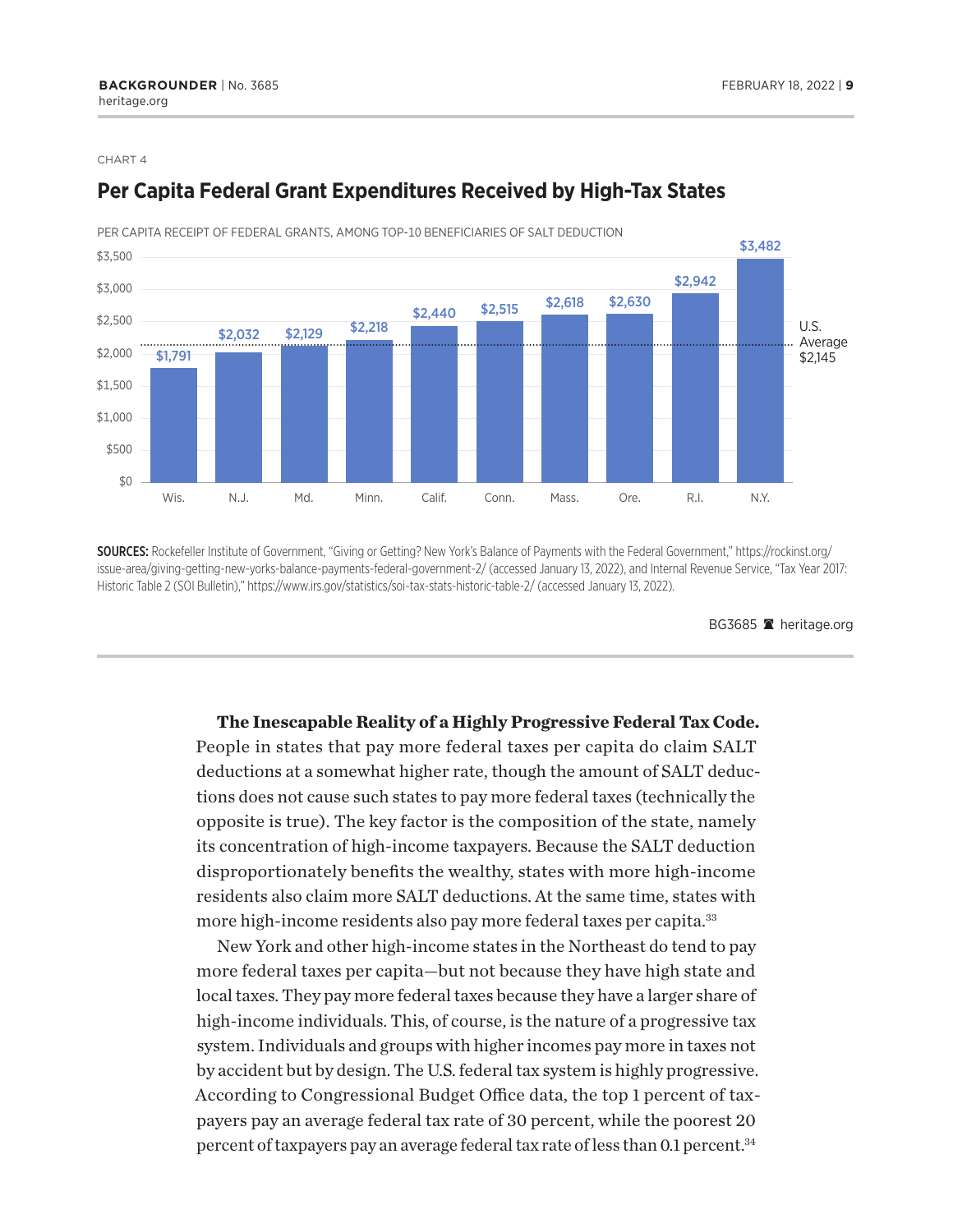CHART 4

## Per Capita Federal Grant Expenditures Received by High-Tax States

PER CAPITA RECEIPT OF FEDERAL GRANTS, AMONG TOP-10 BENEFICIARIES OF SALT DEDUCTION

| State | Per capita federal grants |
|---|---|
| Wis. | $1,791 |
| N.J. | $2,032 |
| Md. | $2,129 |
| Minn. | $2,218 |
| Calif. | $2,440 |
| Conn. | $2,515 |
| Mass. | $2,618 |
| Ore. | $2,630 |
| R.I. | $2,942 |
| N.Y. | $3,482 |

U.S. Average $2,145

**SOURCES:** Rockefeller Institute of Government, "Giving or Getting? New York's Balance of Payments with the Federal Government," https://rockinst.org/issue-area/giving-getting-new-yorks-balance-payments-federal-government-2/ (accessed January 13, 2022), and Internal Revenue Service, "Tax Year 2017: Historic Table 2 (SOI Bulletin)," https://www.irs.gov/statistics/soi-tax-stats-historic-table-2/ (accessed January 13, 2022).

BG3685 heritage.org

**The Inescapable Reality of a Highly Progressive Federal Tax Code.** People in states that pay more federal taxes per capita do claim SALT deductions at a somewhat higher rate, though the amount of SALT deductions does not cause such states to pay more federal taxes (technically the opposite is true). The key factor is the composition of the state, namely its concentration of high-income taxpayers. Because the SALT deduction disproportionately benefits the wealthy, states with more high-income residents also claim more SALT deductions. At the same time, states with more high-income residents also pay more federal taxes per capita.[33]

New York and other high-income states in the Northeast do tend to pay more federal taxes per capita—but not because they have high state and local taxes. They pay more federal taxes because they have a larger share of high-income individuals. This, of course, is the nature of a progressive tax system. Individuals and groups with higher incomes pay more in taxes not by accident but by design. The U.S. federal tax system is highly progressive. According to Congressional Budget Office data, the top 1 percent of taxpayers pay an average federal tax rate of 30 percent, while the poorest 20 percent of taxpayers pay an average federal tax rate of less than 0.1 percent.[34]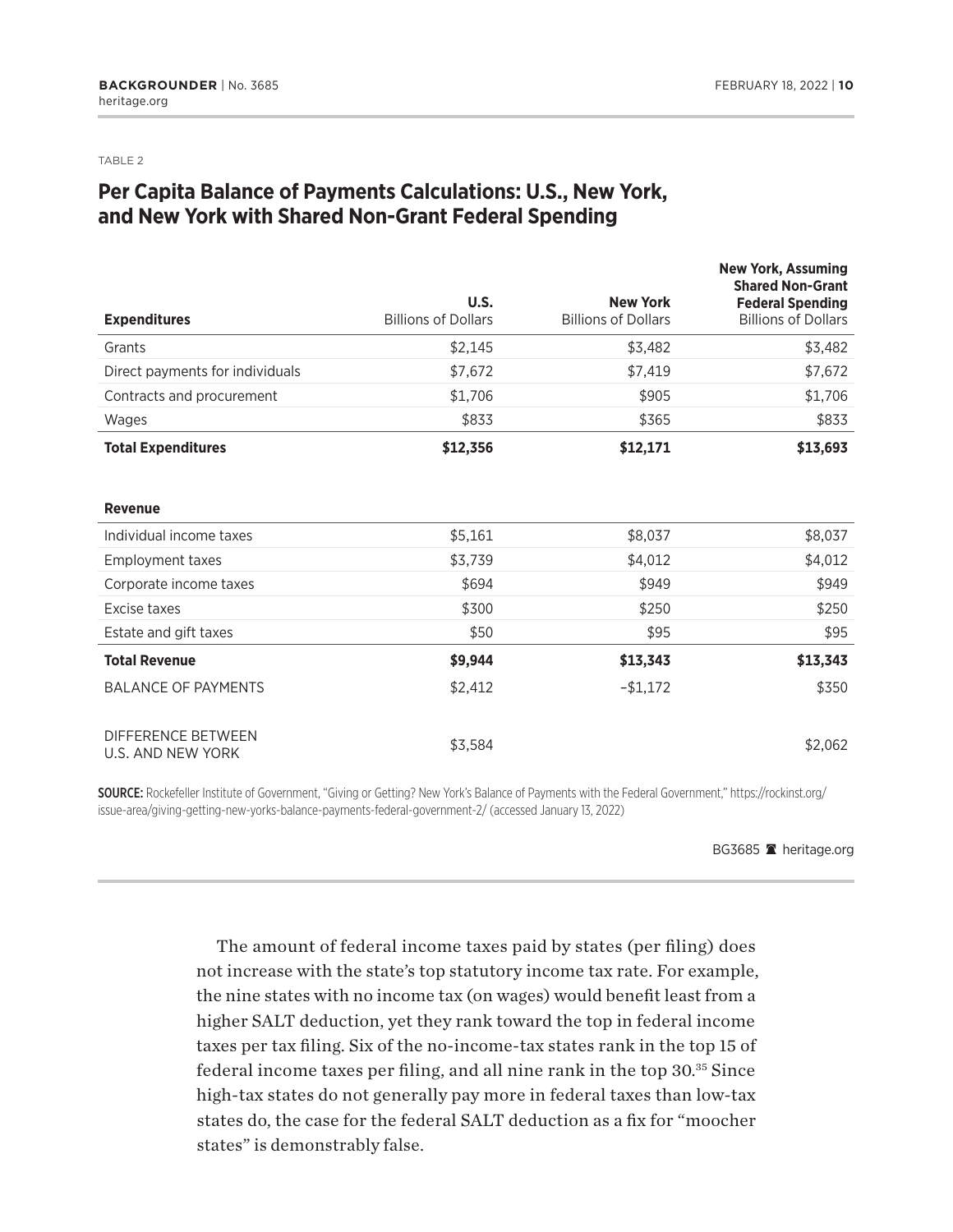TABLE 2

## Per Capita Balance of Payments Calculations: U.S., New York, and New York with Shared Non-Grant Federal Spending

| Expenditures | U.S. Billions of Dollars | New York Billions of Dollars | New York, Assuming Shared Non-Grant Federal Spending Billions of Dollars |
|---|---|---|---|
| Grants | $2,145 | $3,482 | $3,482 |
| Direct payments for individuals | $7,672 | $7,419 | $7,672 |
| Contracts and procurement | $1,706 | $905 | $1,706 |
| Wages | $833 | $365 | $833 |
| **Total Expenditures** | **$12,356** | **$12,171** | **$13,693** |
| **Revenue** | | | |
| Individual income taxes | $5,161 | $8,037 | $8,037 |
| Employment taxes | $3,739 | $4,012 | $4,012 |
| Corporate income taxes | $694 | $949 | $949 |
| Excise taxes | $300 | $250 | $250 |
| Estate and gift taxes | $50 | $95 | $95 |
| **Total Revenue** | **$9,944** | **$13,343** | **$13,343** |
| BALANCE OF PAYMENTS | $2,412 | –$1,172 | $350 |
| DIFFERENCE BETWEEN U.S. AND NEW YORK | $3,584 | | $2,062 |

**SOURCE:** Rockefeller Institute of Government, "Giving or Getting? New York's Balance of Payments with the Federal Government," https://rockinst.org/issue-area/giving-getting-new-yorks-balance-payments-federal-government-2/ (accessed January 13, 2022)

BG3685 heritage.org

The amount of federal income taxes paid by states (per filing) does not increase with the state's top statutory income tax rate. For example, the nine states with no income tax (on wages) would benefit least from a higher SALT deduction, yet they rank toward the top in federal income taxes per tax filing. Six of the no-income-tax states rank in the top 15 of federal income taxes per filing, and all nine rank in the top 30.[35] Since high-tax states do not generally pay more in federal taxes than low-tax states do, the case for the federal SALT deduction as a fix for "moocher states" is demonstrably false.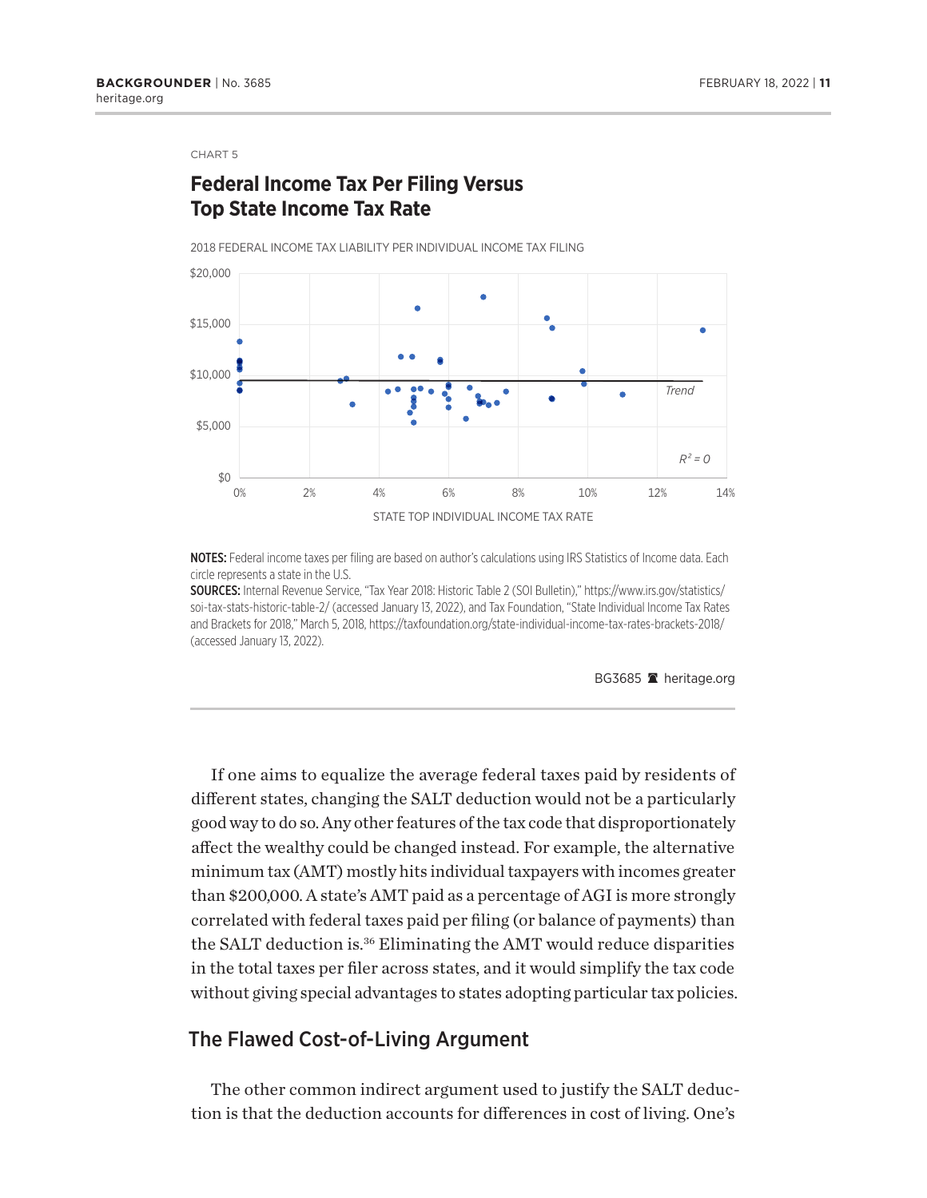CHART 5

## Federal Income Tax Per Filing Versus Top State Income Tax Rate

2018 FEDERAL INCOME TAX LIABILITY PER INDIVIDUAL INCOME TAX FILING

$20,000
$15,000
$10,000
$5,000
$0

0% 2% 4% 6% 8% 10% 12% 14%

Trend

$R^2 = 0$

STATE TOP INDIVIDUAL INCOME TAX RATE

**NOTES:** Federal income taxes per filing are based on author's calculations using IRS Statistics of Income data. Each circle represents a state in the U.S.

**SOURCES:** Internal Revenue Service, "Tax Year 2018: Historic Table 2 (SOI Bulletin)," https://www.irs.gov/statistics/soi-tax-stats-historic-table-2/ (accessed January 13, 2022), and Tax Foundation, "State Individual Income Tax Rates and Brackets for 2018," March 5, 2018, https://taxfoundation.org/state-individual-income-tax-rates-brackets-2018/ (accessed January 13, 2022).

BG3685 heritage.org

If one aims to equalize the average federal taxes paid by residents of different states, changing the SALT deduction would not be a particularly good way to do so. Any other features of the tax code that disproportionately affect the wealthy could be changed instead. For example, the alternative minimum tax (AMT) mostly hits individual taxpayers with incomes greater than $200,000. A state's AMT paid as a percentage of AGI is more strongly correlated with federal taxes paid per filing (or balance of payments) than the SALT deduction is.[36] Eliminating the AMT would reduce disparities in the total taxes per filer across states, and it would simplify the tax code without giving special advantages to states adopting particular tax policies.

## The Flawed Cost-of-Living Argument

The other common indirect argument used to justify the SALT deduction is that the deduction accounts for differences in cost of living. One's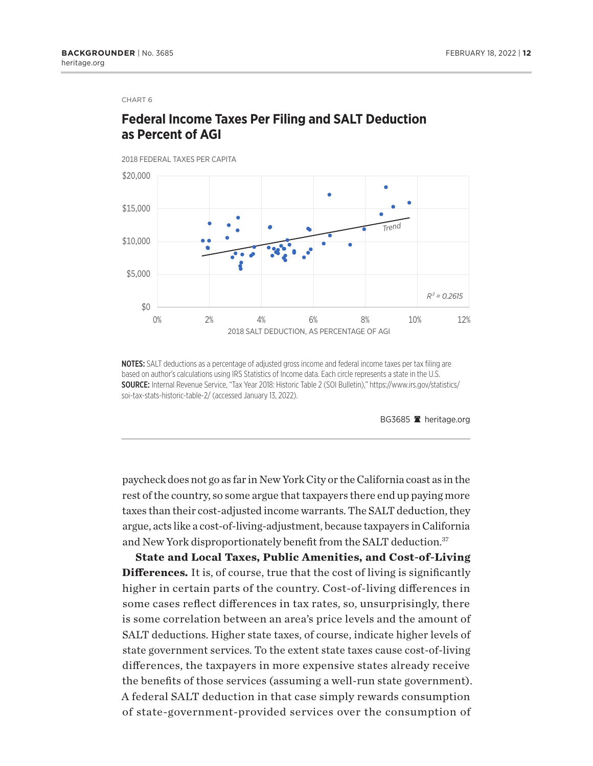CHART 6

## Federal Income Taxes Per Filing and SALT Deduction as Percent of AGI

2018 FEDERAL TAXES PER CAPITA

$R^2 = 0.2615$

2018 SALT DEDUCTION, AS PERCENTAGE OF AGI

**NOTES:** SALT deductions as a percentage of adjusted gross income and federal income taxes per tax filing are based on author's calculations using IRS Statistics of Income data. Each circle represents a state in the U.S.
**SOURCE:** Internal Revenue Service, "Tax Year 2018: Historic Table 2 (SOI Bulletin)," https://www.irs.gov/statistics/soi-tax-stats-historic-table-2/ (accessed January 13, 2022).

BG3685 heritage.org

paycheck does not go as far in New York City or the California coast as in the rest of the country, so some argue that taxpayers there end up paying more taxes than their cost-adjusted income warrants. The SALT deduction, they argue, acts like a cost-of-living-adjustment, because taxpayers in California and New York disproportionately benefit from the SALT deduction.[37]

**State and Local Taxes, Public Amenities, and Cost-of-Living Differences.** It is, of course, true that the cost of living is significantly higher in certain parts of the country. Cost-of-living differences in some cases reflect differences in tax rates, so, unsurprisingly, there is some correlation between an area's price levels and the amount of SALT deductions. Higher state taxes, of course, indicate higher levels of state government services. To the extent state taxes cause cost-of-living differences, the taxpayers in more expensive states already receive the benefits of those services (assuming a well-run state government). A federal SALT deduction in that case simply rewards consumption of state-government-provided services over the consumption of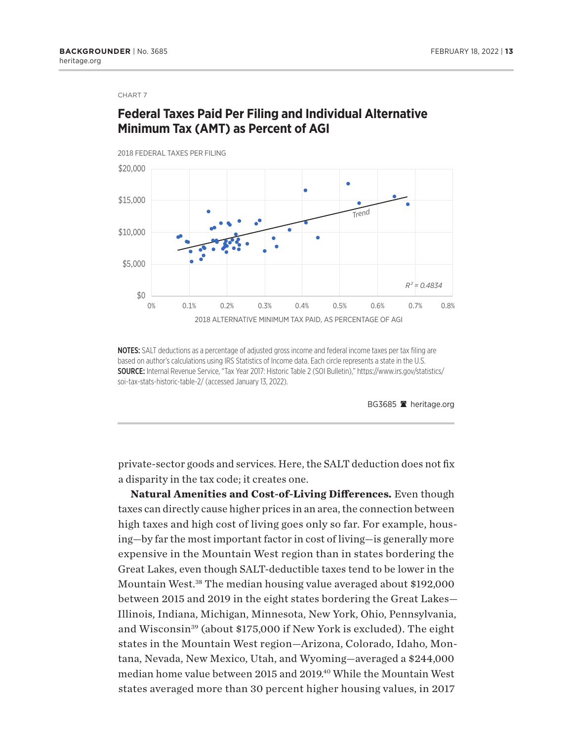CHART 7

## Federal Taxes Paid Per Filing and Individual Alternative Minimum Tax (AMT) as Percent of AGI

2018 FEDERAL TAXES PER FILING

$R^2 = 0.4834$

2018 ALTERNATIVE MINIMUM TAX PAID, AS PERCENTAGE OF AGI

**NOTES:** SALT deductions as a percentage of adjusted gross income and federal income taxes per tax filing are based on author's calculations using IRS Statistics of Income data. Each circle represents a state in the U.S.
**SOURCE:** Internal Revenue Service, "Tax Year 2017: Historic Table 2 (SOI Bulletin)," https://www.irs.gov/statistics/soi-tax-stats-historic-table-2/ (accessed January 13, 2022).

BG3685 heritage.org

private-sector goods and services. Here, the SALT deduction does not fix a disparity in the tax code; it creates one.

**Natural Amenities and Cost-of-Living Differences.** Even though taxes can directly cause higher prices in an area, the connection between high taxes and high cost of living goes only so far. For example, housing—by far the most important factor in cost of living—is generally more expensive in the Mountain West region than in states bordering the Great Lakes, even though SALT-deductible taxes tend to be lower in the Mountain West.[38] The median housing value averaged about $192,000 between 2015 and 2019 in the eight states bordering the Great Lakes—Illinois, Indiana, Michigan, Minnesota, New York, Ohio, Pennsylvania, and Wisconsin[39] (about $175,000 if New York is excluded). The eight states in the Mountain West region—Arizona, Colorado, Idaho, Montana, Nevada, New Mexico, Utah, and Wyoming—averaged a $244,000 median home value between 2015 and 2019.[40] While the Mountain West states averaged more than 30 percent higher housing values, in 2017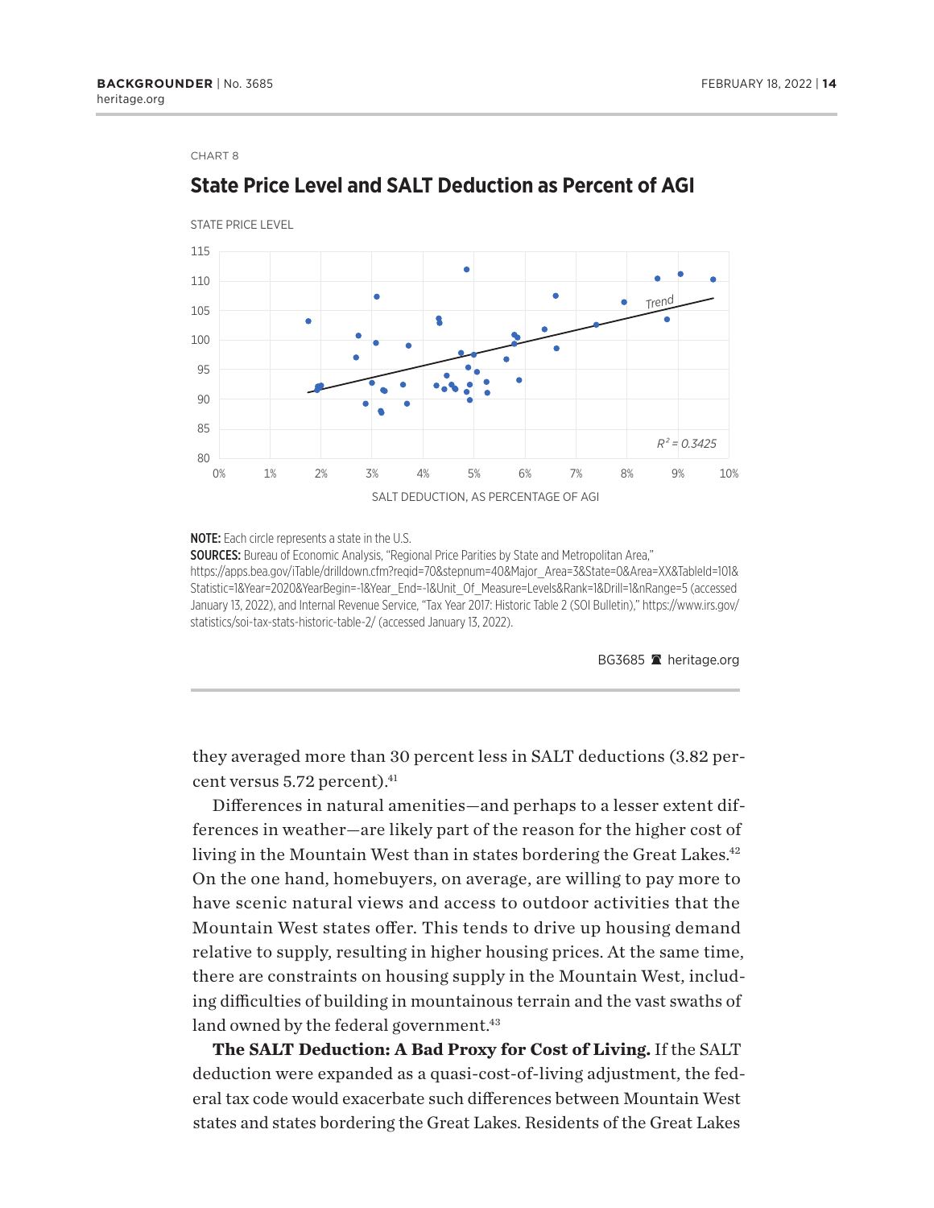CHART 8

## State Price Level and SALT Deduction as Percent of AGI

STATE PRICE LEVEL

SALT DEDUCTION, AS PERCENTAGE OF AGI

Trend

$R^2 = 0.3425$

**NOTE:** Each circle represents a state in the U.S.

**SOURCES:** Bureau of Economic Analysis, "Regional Price Parities by State and Metropolitan Area," https://apps.bea.gov/iTable/drilldown.cfm?reqid=70&stepnum=40&Major_Area=3&State=0&Area=XX&TableId=101&Statistic=1&Year=2020&YearBegin=-1&Year_End=-1&Unit_Of_Measure=Levels&Rank=1&Drill=1&nRange=5 (accessed January 13, 2022), and Internal Revenue Service, "Tax Year 2017: Historic Table 2 (SOI Bulletin)," https://www.irs.gov/statistics/soi-tax-stats-historic-table-2/ (accessed January 13, 2022).

BG3685 heritage.org

they averaged more than 30 percent less in SALT deductions (3.82 percent versus 5.72 percent).[41]

Differences in natural amenities—and perhaps to a lesser extent differences in weather—are likely part of the reason for the higher cost of living in the Mountain West than in states bordering the Great Lakes.[42] On the one hand, homebuyers, on average, are willing to pay more to have scenic natural views and access to outdoor activities that the Mountain West states offer. This tends to drive up housing demand relative to supply, resulting in higher housing prices. At the same time, there are constraints on housing supply in the Mountain West, including difficulties of building in mountainous terrain and the vast swaths of land owned by the federal government.[43]

**The SALT Deduction: A Bad Proxy for Cost of Living.** If the SALT deduction were expanded as a quasi-cost-of-living adjustment, the federal tax code would exacerbate such differences between Mountain West states and states bordering the Great Lakes. Residents of the Great Lakes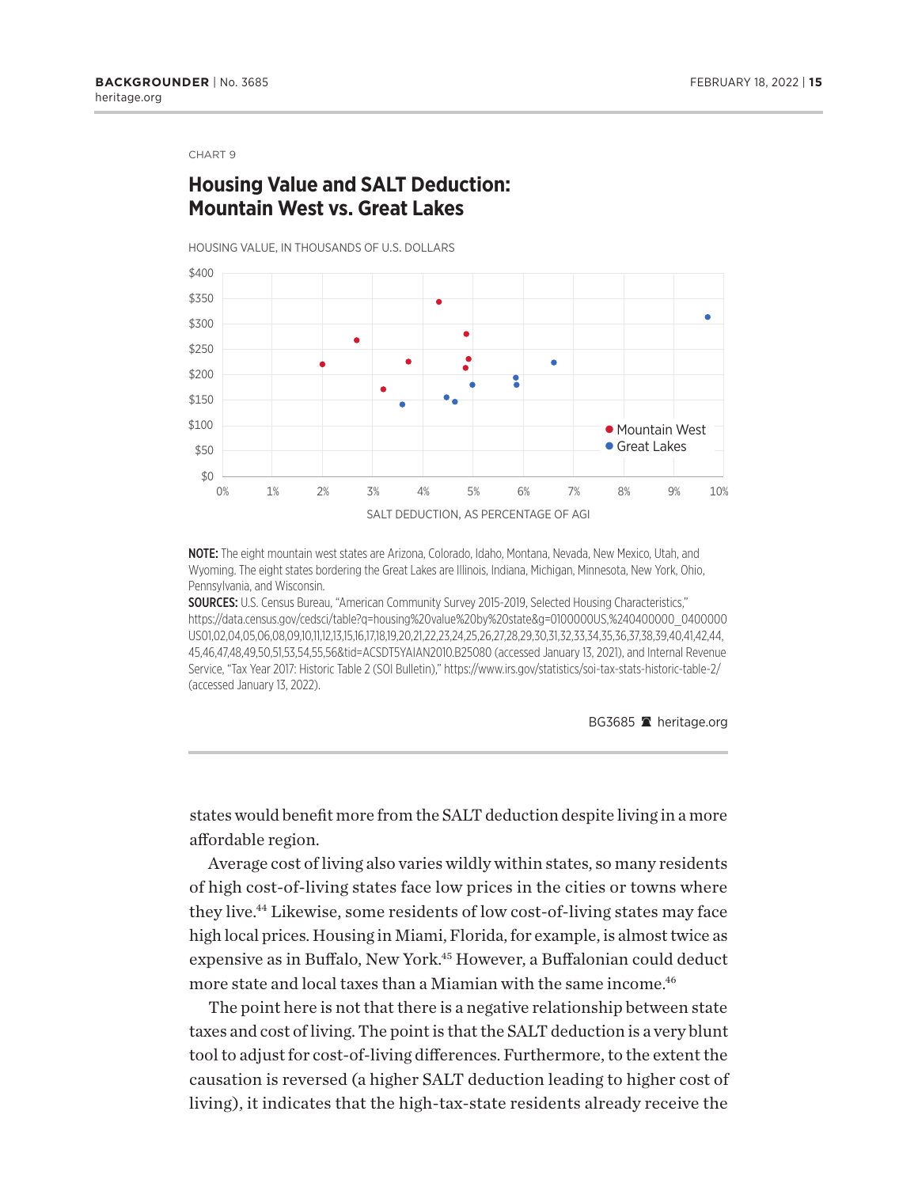CHART 9

## Housing Value and SALT Deduction: Mountain West vs. Great Lakes

HOUSING VALUE, IN THOUSANDS OF U.S. DOLLARS

SALT DEDUCTION, AS PERCENTAGE OF AGI

● Mountain West
● Great Lakes

**NOTE:** The eight mountain west states are Arizona, Colorado, Idaho, Montana, Nevada, New Mexico, Utah, and Wyoming. The eight states bordering the Great Lakes are Illinois, Indiana, Michigan, Minnesota, New York, Ohio, Pennsylvania, and Wisconsin.

**SOURCES:** U.S. Census Bureau, "American Community Survey 2015-2019, Selected Housing Characteristics," https://data.census.gov/cedsci/table?q=housing%20value%20by%20state&g=0100000US,%240400000_0400000US01,02,04,05,06,08,09,10,11,12,13,15,16,17,18,19,20,21,22,23,24,25,26,27,28,29,30,31,32,33,34,35,36,37,38,39,40,41,42,44,45,46,47,48,49,50,51,53,54,55,56&tid=ACSDT5YAIAN2010.B25080 (accessed January 13, 2021), and Internal Revenue Service, "Tax Year 2017: Historic Table 2 (SOI Bulletin)," https://www.irs.gov/statistics/soi-tax-stats-historic-table-2/ (accessed January 13, 2022).

BG3685 heritage.org

states would benefit more from the SALT deduction despite living in a more affordable region.

Average cost of living also varies wildly within states, so many residents of high cost-of-living states face low prices in the cities or towns where they live.[44] Likewise, some residents of low cost-of-living states may face high local prices. Housing in Miami, Florida, for example, is almost twice as expensive as in Buffalo, New York.[45] However, a Buffalonian could deduct more state and local taxes than a Miamian with the same income.[46]

The point here is not that there is a negative relationship between state taxes and cost of living. The point is that the SALT deduction is a very blunt tool to adjust for cost-of-living differences. Furthermore, to the extent the causation is reversed (a higher SALT deduction leading to higher cost of living), it indicates that the high-tax-state residents already receive the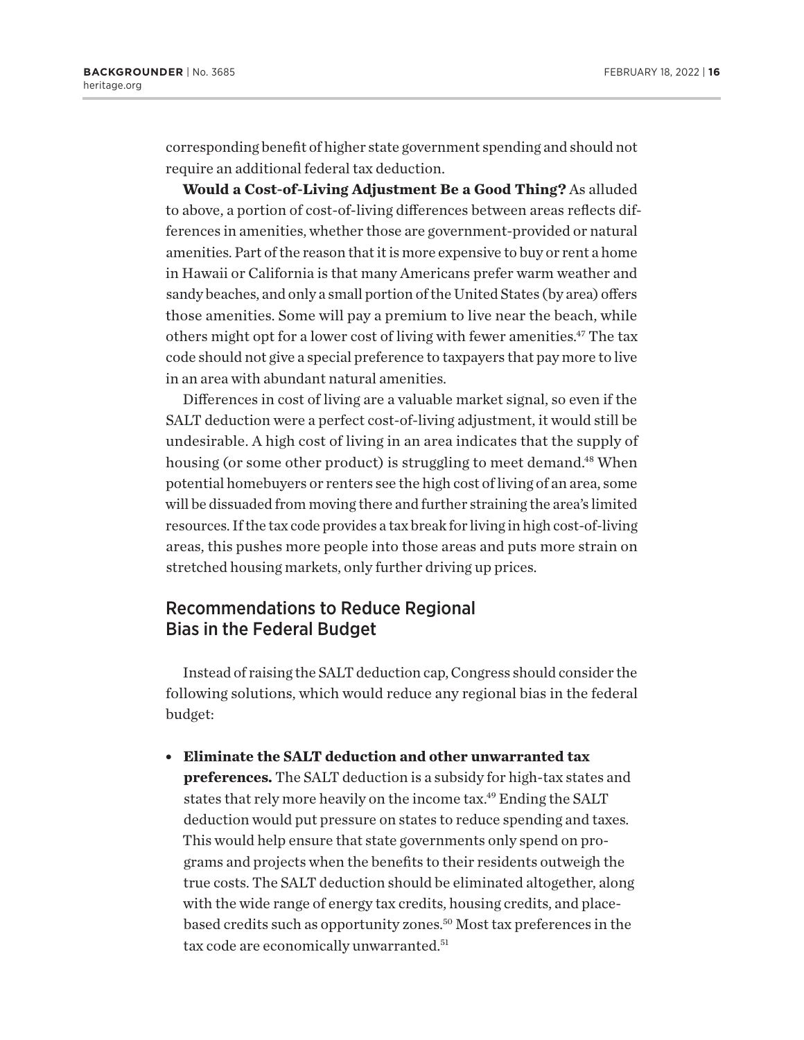corresponding benefit of higher state government spending and should not require an additional federal tax deduction.

**Would a Cost-of-Living Adjustment Be a Good Thing?** As alluded to above, a portion of cost-of-living differences between areas reflects differences in amenities, whether those are government-provided or natural amenities. Part of the reason that it is more expensive to buy or rent a home in Hawaii or California is that many Americans prefer warm weather and sandy beaches, and only a small portion of the United States (by area) offers those amenities. Some will pay a premium to live near the beach, while others might opt for a lower cost of living with fewer amenities.[47] The tax code should not give a special preference to taxpayers that pay more to live in an area with abundant natural amenities.

Differences in cost of living are a valuable market signal, so even if the SALT deduction were a perfect cost-of-living adjustment, it would still be undesirable. A high cost of living in an area indicates that the supply of housing (or some other product) is struggling to meet demand.[48] When potential homebuyers or renters see the high cost of living of an area, some will be dissuaded from moving there and further straining the area's limited resources. If the tax code provides a tax break for living in high cost-of-living areas, this pushes more people into those areas and puts more strain on stretched housing markets, only further driving up prices.

## Recommendations to Reduce Regional Bias in the Federal Budget

Instead of raising the SALT deduction cap, Congress should consider the following solutions, which would reduce any regional bias in the federal budget:

- **Eliminate the SALT deduction and other unwarranted tax preferences.** The SALT deduction is a subsidy for high-tax states and states that rely more heavily on the income tax.[49] Ending the SALT deduction would put pressure on states to reduce spending and taxes. This would help ensure that state governments only spend on programs and projects when the benefits to their residents outweigh the true costs. The SALT deduction should be eliminated altogether, along with the wide range of energy tax credits, housing credits, and place-based credits such as opportunity zones.[50] Most tax preferences in the tax code are economically unwarranted.[51]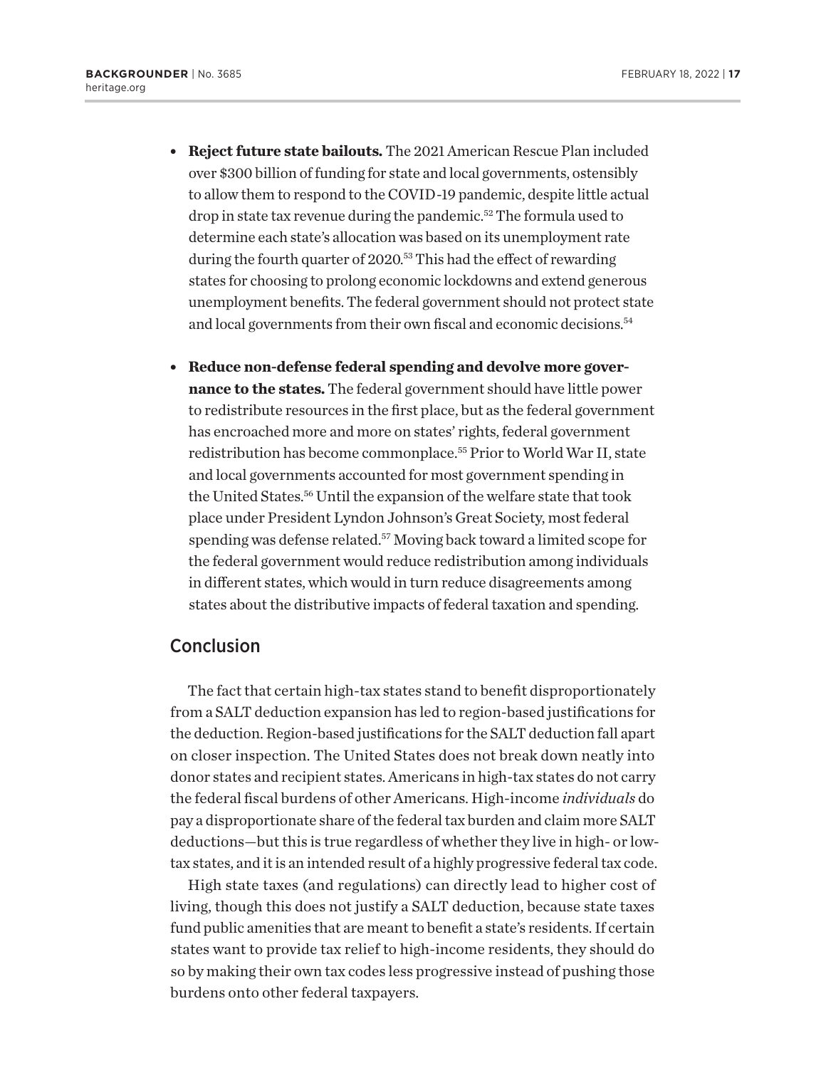- **Reject future state bailouts.** The 2021 American Rescue Plan included over $300 billion of funding for state and local governments, ostensibly to allow them to respond to the COVID-19 pandemic, despite little actual drop in state tax revenue during the pandemic.[52] The formula used to determine each state's allocation was based on its unemployment rate during the fourth quarter of 2020.[53] This had the effect of rewarding states for choosing to prolong economic lockdowns and extend generous unemployment benefits. The federal government should not protect state and local governments from their own fiscal and economic decisions.[54]

- **Reduce non-defense federal spending and devolve more governance to the states.** The federal government should have little power to redistribute resources in the first place, but as the federal government has encroached more and more on states' rights, federal government redistribution has become commonplace.[55] Prior to World War II, state and local governments accounted for most government spending in the United States.[56] Until the expansion of the welfare state that took place under President Lyndon Johnson's Great Society, most federal spending was defense related.[57] Moving back toward a limited scope for the federal government would reduce redistribution among individuals in different states, which would in turn reduce disagreements among states about the distributive impacts of federal taxation and spending.

## Conclusion

The fact that certain high-tax states stand to benefit disproportionately from a SALT deduction expansion has led to region-based justifications for the deduction. Region-based justifications for the SALT deduction fall apart on closer inspection. The United States does not break down neatly into donor states and recipient states. Americans in high-tax states do not carry the federal fiscal burdens of other Americans. High-income *individuals* do pay a disproportionate share of the federal tax burden and claim more SALT deductions—but this is true regardless of whether they live in high- or low-tax states, and it is an intended result of a highly progressive federal tax code.

High state taxes (and regulations) can directly lead to higher cost of living, though this does not justify a SALT deduction, because state taxes fund public amenities that are meant to benefit a state's residents. If certain states want to provide tax relief to high-income residents, they should do so by making their own tax codes less progressive instead of pushing those burdens onto other federal taxpayers.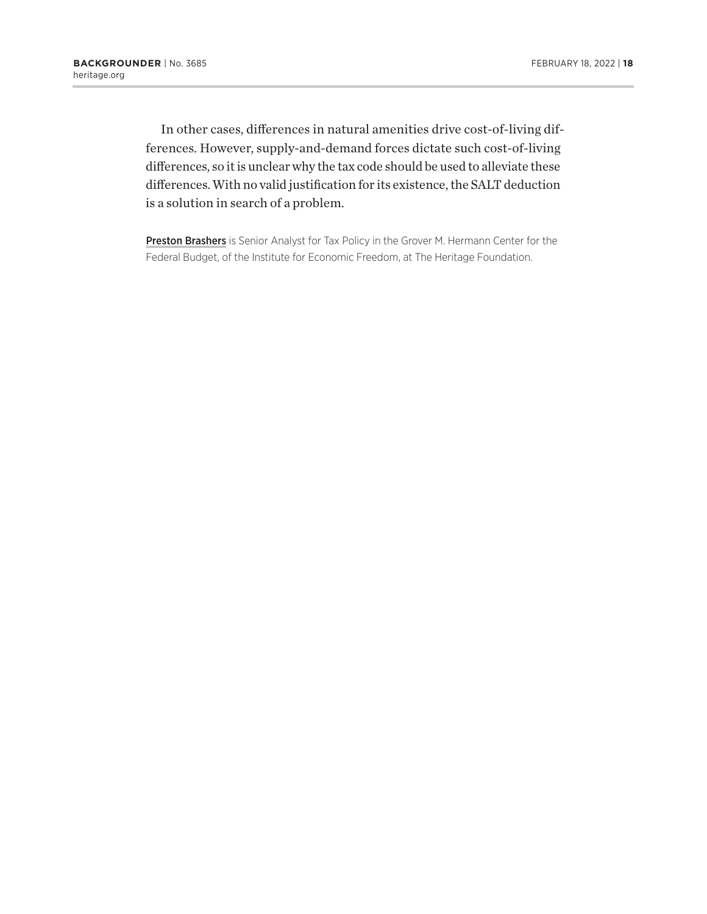In other cases, differences in natural amenities drive cost-of-living differences. However, supply-and-demand forces dictate such cost-of-living differences, so it is unclear why the tax code should be used to alleviate these differences. With no valid justification for its existence, the SALT deduction is a solution in search of a problem.

**Preston Brashers** is Senior Analyst for Tax Policy in the Grover M. Hermann Center for the Federal Budget, of the Institute for Economic Freedom, at The Heritage Foundation.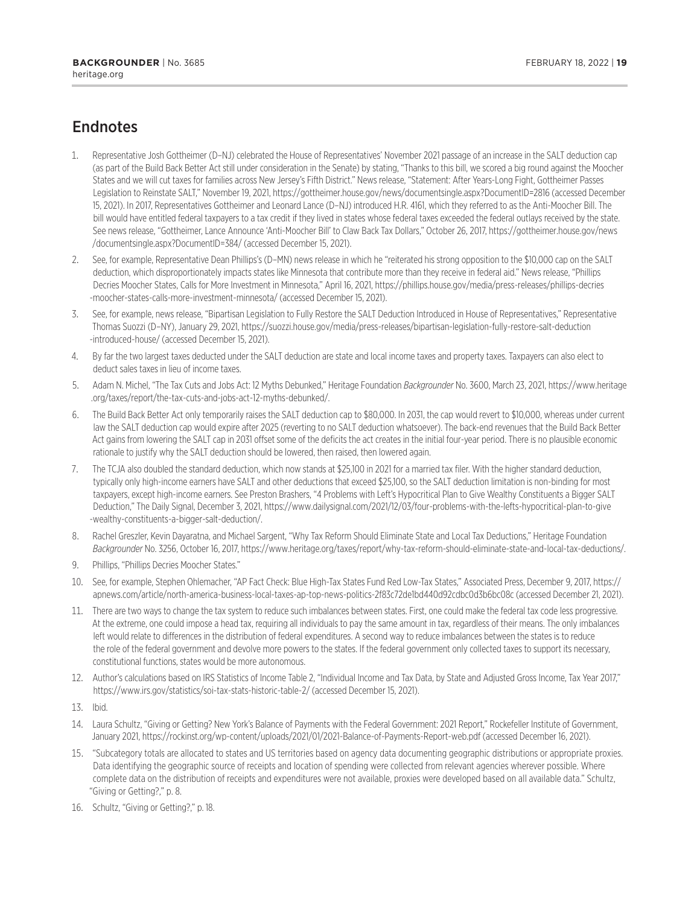# Endnotes

1. Representative Josh Gottheimer (D–NJ) celebrated the House of Representatives' November 2021 passage of an increase in the SALT deduction cap (as part of the Build Back Better Act still under consideration in the Senate) by stating, "Thanks to this bill, we scored a big round against the Moocher States and we will cut taxes for families across New Jersey's Fifth District." News release, "Statement: After Years-Long Fight, Gottheimer Passes Legislation to Reinstate SALT," November 19, 2021, https://gottheimer.house.gov/news/documentsingle.aspx?DocumentID=2816 (accessed December 15, 2021). In 2017, Representatives Gottheimer and Leonard Lance (D–NJ) introduced H.R. 4161, which they referred to as the Anti-Moocher Bill. The bill would have entitled federal taxpayers to a tax credit if they lived in states whose federal taxes exceeded the federal outlays received by the state. See news release, "Gottheimer, Lance Announce 'Anti-Moocher Bill' to Claw Back Tax Dollars," October 26, 2017, https://gottheimer.house.gov/news/documentsingle.aspx?DocumentID=384/ (accessed December 15, 2021).
2. See, for example, Representative Dean Phillips's (D–MN) news release in which he "reiterated his strong opposition to the $10,000 cap on the SALT deduction, which disproportionately impacts states like Minnesota that contribute more than they receive in federal aid." News release, "Phillips Decries Moocher States, Calls for More Investment in Minnesota," April 16, 2021, https://phillips.house.gov/media/press-releases/phillips-decries-moocher-states-calls-more-investment-minnesota/ (accessed December 15, 2021).
3. See, for example, news release, "Bipartisan Legislation to Fully Restore the SALT Deduction Introduced in House of Representatives," Representative Thomas Suozzi (D–NY), January 29, 2021, https://suozzi.house.gov/media/press-releases/bipartisan-legislation-fully-restore-salt-deduction-introduced-house/ (accessed December 15, 2021).
4. By far the two largest taxes deducted under the SALT deduction are state and local income taxes and property taxes. Taxpayers can also elect to deduct sales taxes in lieu of income taxes.
5. Adam N. Michel, "The Tax Cuts and Jobs Act: 12 Myths Debunked," Heritage Foundation *Backgrounder* No. 3600, March 23, 2021, https://www.heritage.org/taxes/report/the-tax-cuts-and-jobs-act-12-myths-debunked/.
6. The Build Back Better Act only temporarily raises the SALT deduction cap to $80,000. In 2031, the cap would revert to $10,000, whereas under current law the SALT deduction cap would expire after 2025 (reverting to no SALT deduction whatsoever). The back-end revenues that the Build Back Better Act gains from lowering the SALT cap in 2031 offset some of the deficits the act creates in the initial four-year period. There is no plausible economic rationale to justify why the SALT deduction should be lowered, then raised, then lowered again.
7. The TCJA also doubled the standard deduction, which now stands at $25,100 in 2021 for a married tax filer. With the higher standard deduction, typically only high-income earners have SALT and other deductions that exceed $25,100, so the SALT deduction limitation is non-binding for most taxpayers, except high-income earners. See Preston Brashers, "4 Problems with Left's Hypocritical Plan to Give Wealthy Constituents a Bigger SALT Deduction," The Daily Signal, December 3, 2021, https://www.dailysignal.com/2021/12/03/four-problems-with-the-lefts-hypocritical-plan-to-give-wealthy-constituents-a-bigger-salt-deduction/.
8. Rachel Greszler, Kevin Dayaratna, and Michael Sargent, "Why Tax Reform Should Eliminate State and Local Tax Deductions," Heritage Foundation *Backgrounder* No. 3256, October 16, 2017, https://www.heritage.org/taxes/report/why-tax-reform-should-eliminate-state-and-local-tax-deductions/.
9. Phillips, "Phillips Decries Moocher States."
10. See, for example, Stephen Ohlemacher, "AP Fact Check: Blue High-Tax States Fund Red Low-Tax States," Associated Press, December 9, 2017, https://apnews.com/article/north-america-business-local-taxes-ap-top-news-politics-2f83c72de1bd440d92cdbc0d3b6bc08c (accessed December 21, 2021).
11. There are two ways to change the tax system to reduce such imbalances between states. First, one could make the federal tax code less progressive. At the extreme, one could impose a head tax, requiring all individuals to pay the same amount in tax, regardless of their means. The only imbalances left would relate to differences in the distribution of federal expenditures. A second way to reduce imbalances between the states is to reduce the role of the federal government and devolve more powers to the states. If the federal government only collected taxes to support its necessary, constitutional functions, states would be more autonomous.
12. Author's calculations based on IRS Statistics of Income Table 2, "Individual Income and Tax Data, by State and Adjusted Gross Income, Tax Year 2017," https://www.irs.gov/statistics/soi-tax-stats-historic-table-2/ (accessed December 15, 2021).
13. Ibid.
14. Laura Schultz, "Giving or Getting? New York's Balance of Payments with the Federal Government: 2021 Report," Rockefeller Institute of Government, January 2021, https://rockinst.org/wp-content/uploads/2021/01/2021-Balance-of-Payments-Report-web.pdf (accessed December 16, 2021).
15. "Subcategory totals are allocated to states and US territories based on agency data documenting geographic distributions or appropriate proxies. Data identifying the geographic source of receipts and location of spending were collected from relevant agencies wherever possible. Where complete data on the distribution of receipts and expenditures were not available, proxies were developed based on all available data." Schultz, "Giving or Getting?," p. 8.
16. Schultz, "Giving or Getting?," p. 18.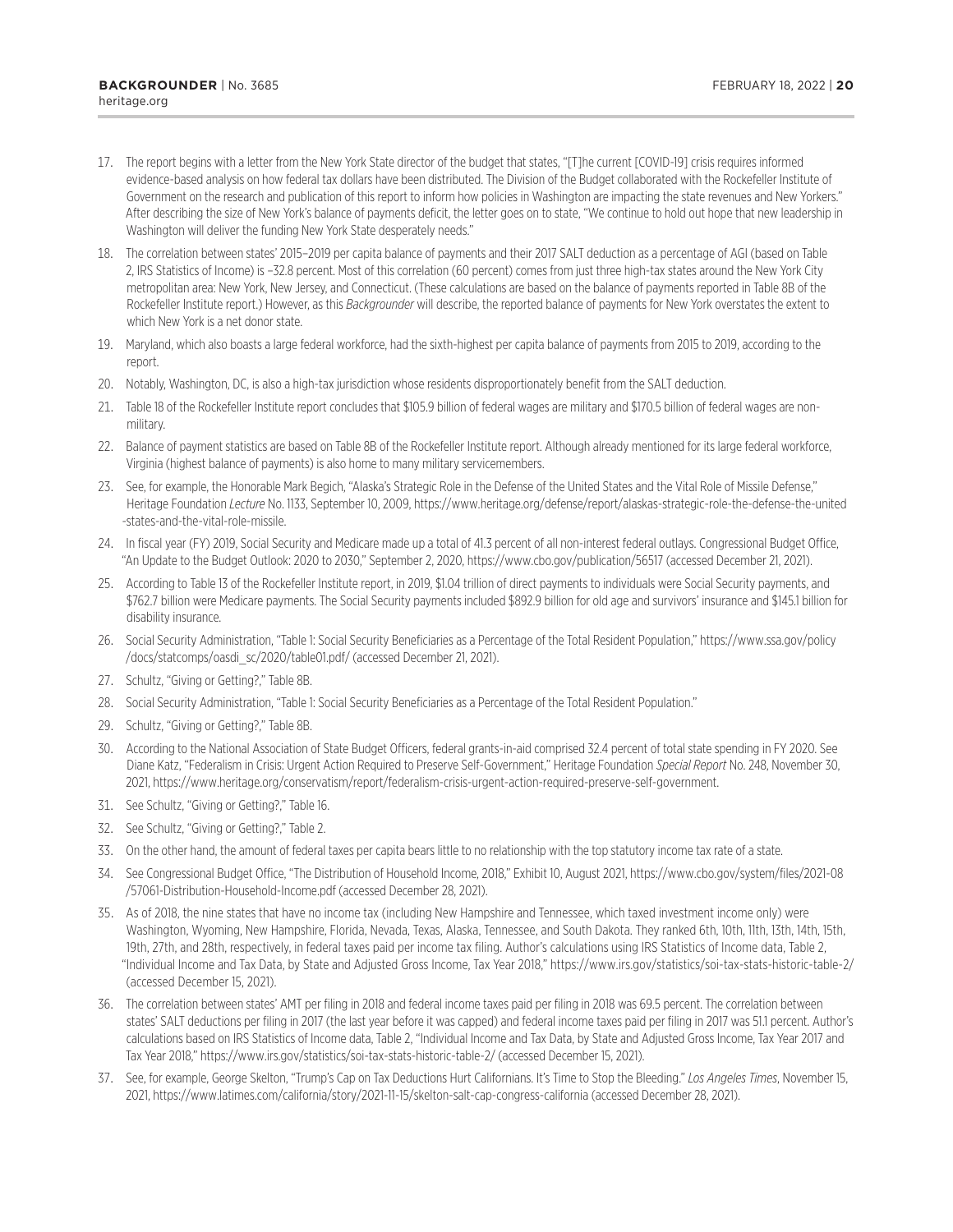17. The report begins with a letter from the New York State director of the budget that states, "[T]he current [COVID-19] crisis requires informed evidence-based analysis on how federal tax dollars have been distributed. The Division of the Budget collaborated with the Rockefeller Institute of Government on the research and publication of this report to inform how policies in Washington are impacting the state revenues and New Yorkers." After describing the size of New York's balance of payments deficit, the letter goes on to state, "We continue to hold out hope that new leadership in Washington will deliver the funding New York State desperately needs."
18. The correlation between states' 2015–2019 per capita balance of payments and their 2017 SALT deduction as a percentage of AGI (based on Table 2, IRS Statistics of Income) is –32.8 percent. Most of this correlation (60 percent) comes from just three high-tax states around the New York City metropolitan area: New York, New Jersey, and Connecticut. (These calculations are based on the balance of payments reported in Table 8B of the Rockefeller Institute report.) However, as this *Backgrounder* will describe, the reported balance of payments for New York overstates the extent to which New York is a net donor state.
19. Maryland, which also boasts a large federal workforce, had the sixth-highest per capita balance of payments from 2015 to 2019, according to the report.
20. Notably, Washington, DC, is also a high-tax jurisdiction whose residents disproportionately benefit from the SALT deduction.
21. Table 18 of the Rockefeller Institute report concludes that $105.9 billion of federal wages are military and $170.5 billion of federal wages are non-military.
22. Balance of payment statistics are based on Table 8B of the Rockefeller Institute report. Although already mentioned for its large federal workforce, Virginia (highest balance of payments) is also home to many military servicemembers.
23. See, for example, the Honorable Mark Begich, "Alaska's Strategic Role in the Defense of the United States and the Vital Role of Missile Defense," Heritage Foundation *Lecture* No. 1133, September 10, 2009, https://www.heritage.org/defense/report/alaskas-strategic-role-the-defense-the-united-states-and-the-vital-role-missile.
24. In fiscal year (FY) 2019, Social Security and Medicare made up a total of 41.3 percent of all non-interest federal outlays. Congressional Budget Office, "An Update to the Budget Outlook: 2020 to 2030," September 2, 2020, https://www.cbo.gov/publication/56517 (accessed December 21, 2021).
25. According to Table 13 of the Rockefeller Institute report, in 2019, $1.04 trillion of direct payments to individuals were Social Security payments, and $762.7 billion were Medicare payments. The Social Security payments included $892.9 billion for old age and survivors' insurance and $145.1 billion for disability insurance.
26. Social Security Administration, "Table 1: Social Security Beneficiaries as a Percentage of the Total Resident Population," https://www.ssa.gov/policy/docs/statcomps/oasdi_sc/2020/table01.pdf/ (accessed December 21, 2021).
27. Schultz, "Giving or Getting?," Table 8B.
28. Social Security Administration, "Table 1: Social Security Beneficiaries as a Percentage of the Total Resident Population."
29. Schultz, "Giving or Getting?," Table 8B.
30. According to the National Association of State Budget Officers, federal grants-in-aid comprised 32.4 percent of total state spending in FY 2020. See Diane Katz, "Federalism in Crisis: Urgent Action Required to Preserve Self-Government," Heritage Foundation *Special Report* No. 248, November 30, 2021, https://www.heritage.org/conservatism/report/federalism-crisis-urgent-action-required-preserve-self-government.
31. See Schultz, "Giving or Getting?," Table 16.
32. See Schultz, "Giving or Getting?," Table 2.
33. On the other hand, the amount of federal taxes per capita bears little to no relationship with the top statutory income tax rate of a state.
34. See Congressional Budget Office, "The Distribution of Household Income, 2018," Exhibit 10, August 2021, https://www.cbo.gov/system/files/2021-08/57061-Distribution-Household-Income.pdf (accessed December 28, 2021).
35. As of 2018, the nine states that have no income tax (including New Hampshire and Tennessee, which taxed investment income only) were Washington, Wyoming, New Hampshire, Florida, Nevada, Texas, Alaska, Tennessee, and South Dakota. They ranked 6th, 10th, 11th, 13th, 14th, 15th, 19th, 27th, and 28th, respectively, in federal taxes paid per income tax filing. Author's calculations using IRS Statistics of Income data, Table 2, "Individual Income and Tax Data, by State and Adjusted Gross Income, Tax Year 2018," https://www.irs.gov/statistics/soi-tax-stats-historic-table-2/ (accessed December 15, 2021).
36. The correlation between states' AMT per filing in 2018 and federal income taxes paid per filing in 2018 was 69.5 percent. The correlation between states' SALT deductions per filing in 2017 (the last year before it was capped) and federal income taxes paid per filing in 2017 was 51.1 percent. Author's calculations based on IRS Statistics of Income data, Table 2, "Individual Income and Tax Data, by State and Adjusted Gross Income, Tax Year 2017 and Tax Year 2018," https://www.irs.gov/statistics/soi-tax-stats-historic-table-2/ (accessed December 15, 2021).
37. See, for example, George Skelton, "Trump's Cap on Tax Deductions Hurt Californians. It's Time to Stop the Bleeding." *Los Angeles Times*, November 15, 2021, https://www.latimes.com/california/story/2021-11-15/skelton-salt-cap-congress-california (accessed December 28, 2021).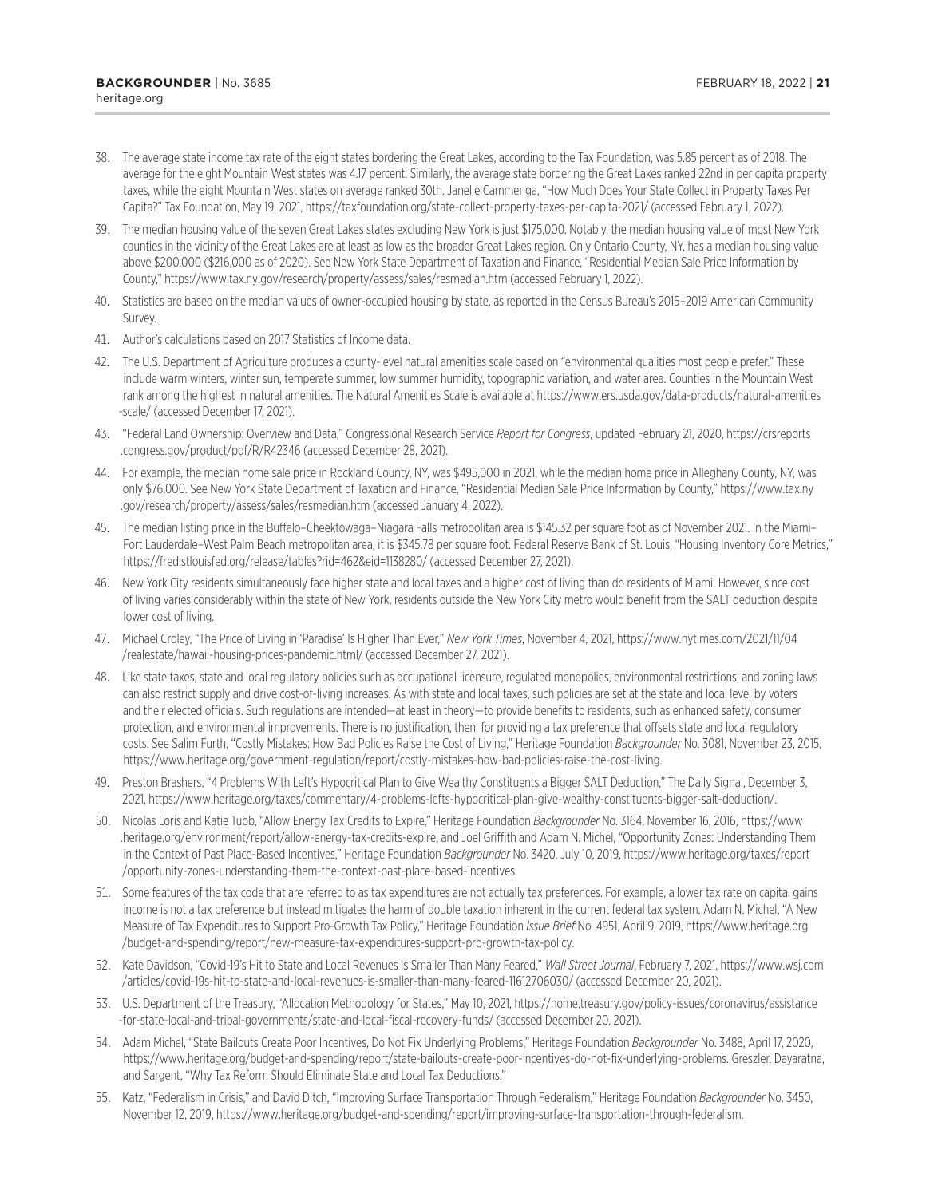38. The average state income tax rate of the eight states bordering the Great Lakes, according to the Tax Foundation, was 5.85 percent as of 2018. The average for the eight Mountain West states was 4.17 percent. Similarly, the average state bordering the Great Lakes ranked 22nd in per capita property taxes, while the eight Mountain West states on average ranked 30th. Janelle Cammenga, "How Much Does Your State Collect in Property Taxes Per Capita?" Tax Foundation, May 19, 2021, https://taxfoundation.org/state-collect-property-taxes-per-capita-2021/ (accessed February 1, 2022).
39. The median housing value of the seven Great Lakes states excluding New York is just $175,000. Notably, the median housing value of most New York counties in the vicinity of the Great Lakes are at least as low as the broader Great Lakes region. Only Ontario County, NY, has a median housing value above $200,000 ($216,000 as of 2020). See New York State Department of Taxation and Finance, "Residential Median Sale Price Information by County," https://www.tax.ny.gov/research/property/assess/sales/resmedian.htm (accessed February 1, 2022).
40. Statistics are based on the median values of owner-occupied housing by state, as reported in the Census Bureau's 2015–2019 American Community Survey.
41. Author's calculations based on 2017 Statistics of Income data.
42. The U.S. Department of Agriculture produces a county-level natural amenities scale based on "environmental qualities most people prefer." These include warm winters, winter sun, temperate summer, low summer humidity, topographic variation, and water area. Counties in the Mountain West rank among the highest in natural amenities. The Natural Amenities Scale is available at https://www.ers.usda.gov/data-products/natural-amenities-scale/ (accessed December 17, 2021).
43. "Federal Land Ownership: Overview and Data," Congressional Research Service *Report for Congress*, updated February 21, 2020, https://crsreports.congress.gov/product/pdf/R/R42346 (accessed December 28, 2021).
44. For example, the median home sale price in Rockland County, NY, was $495,000 in 2021, while the median home price in Alleghany County, NY, was only $76,000. See New York State Department of Taxation and Finance, "Residential Median Sale Price Information by County," https://www.tax.ny.gov/research/property/assess/sales/resmedian.htm (accessed January 4, 2022).
45. The median listing price in the Buffalo–Cheektowaga–Niagara Falls metropolitan area is $145.32 per square foot as of November 2021. In the Miami–Fort Lauderdale–West Palm Beach metropolitan area, it is $345.78 per square foot. Federal Reserve Bank of St. Louis, "Housing Inventory Core Metrics," https://fred.stlouisfed.org/release/tables?rid=462&eid=1138280/ (accessed December 27, 2021).
46. New York City residents simultaneously face higher state and local taxes and a higher cost of living than do residents of Miami. However, since cost of living varies considerably within the state of New York, residents outside the New York City metro would benefit from the SALT deduction despite lower cost of living.
47. Michael Croley, "The Price of Living in 'Paradise' Is Higher Than Ever," *New York Times*, November 4, 2021, https://www.nytimes.com/2021/11/04/realestate/hawaii-housing-prices-pandemic.html/ (accessed December 27, 2021).
48. Like state taxes, state and local regulatory policies such as occupational licensure, regulated monopolies, environmental restrictions, and zoning laws can also restrict supply and drive cost-of-living increases. As with state and local taxes, such policies are set at the state and local level by voters and their elected officials. Such regulations are intended—at least in theory—to provide benefits to residents, such as enhanced safety, consumer protection, and environmental improvements. There is no justification, then, for providing a tax preference that offsets state and local regulatory costs. See Salim Furth, "Costly Mistakes: How Bad Policies Raise the Cost of Living," Heritage Foundation *Backgrounder* No. 3081, November 23, 2015, https://www.heritage.org/government-regulation/report/costly-mistakes-how-bad-policies-raise-the-cost-living.
49. Preston Brashers, "4 Problems With Left's Hypocritical Plan to Give Wealthy Constituents a Bigger SALT Deduction," The Daily Signal, December 3, 2021, https://www.heritage.org/taxes/commentary/4-problems-lefts-hypocritical-plan-give-wealthy-constituents-bigger-salt-deduction/.
50. Nicolas Loris and Katie Tubb, "Allow Energy Tax Credits to Expire," Heritage Foundation *Backgrounder* No. 3164, November 16, 2016, https://www.heritage.org/environment/report/allow-energy-tax-credits-expire, and Joel Griffith and Adam N. Michel, "Opportunity Zones: Understanding Them in the Context of Past Place-Based Incentives," Heritage Foundation *Backgrounder* No. 3420, July 10, 2019, https://www.heritage.org/taxes/report/opportunity-zones-understanding-them-the-context-past-place-based-incentives.
51. Some features of the tax code that are referred to as tax expenditures are not actually tax preferences. For example, a lower tax rate on capital gains income is not a tax preference but instead mitigates the harm of double taxation inherent in the current federal tax system. Adam N. Michel, "A New Measure of Tax Expenditures to Support Pro-Growth Tax Policy," Heritage Foundation *Issue Brief* No. 4951, April 9, 2019, https://www.heritage.org/budget-and-spending/report/new-measure-tax-expenditures-support-pro-growth-tax-policy.
52. Kate Davidson, "Covid-19's Hit to State and Local Revenues Is Smaller Than Many Feared," *Wall Street Journal*, February 7, 2021, https://www.wsj.com/articles/covid-19s-hit-to-state-and-local-revenues-is-smaller-than-many-feared-11612706030/ (accessed December 20, 2021).
53. U.S. Department of the Treasury, "Allocation Methodology for States," May 10, 2021, https://home.treasury.gov/policy-issues/coronavirus/assistance-for-state-local-and-tribal-governments/state-and-local-fiscal-recovery-funds/ (accessed December 20, 2021).
54. Adam Michel, "State Bailouts Create Poor Incentives, Do Not Fix Underlying Problems," Heritage Foundation *Backgrounder* No. 3488, April 17, 2020, https://www.heritage.org/budget-and-spending/report/state-bailouts-create-poor-incentives-do-not-fix-underlying-problems. Greszler, Dayaratna, and Sargent, "Why Tax Reform Should Eliminate State and Local Tax Deductions."
55. Katz, "Federalism in Crisis," and David Ditch, "Improving Surface Transportation Through Federalism," Heritage Foundation *Backgrounder* No. 3450, November 12, 2019, https://www.heritage.org/budget-and-spending/report/improving-surface-transportation-through-federalism.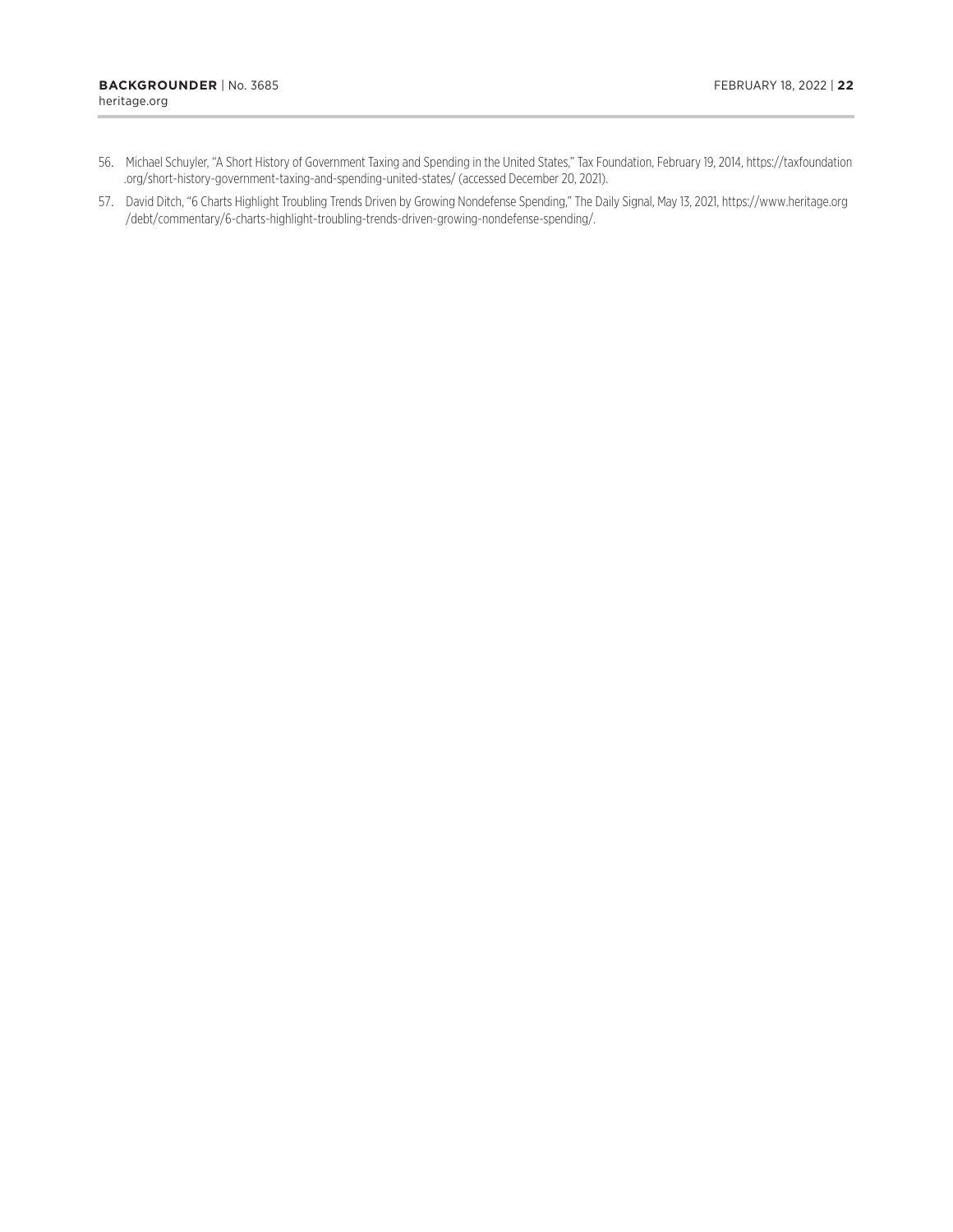56. Michael Schuyler, "A Short History of Government Taxing and Spending in the United States," Tax Foundation, February 19, 2014, https://taxfoundation.org/short-history-government-taxing-and-spending-united-states/ (accessed December 20, 2021).
57. David Ditch, "6 Charts Highlight Troubling Trends Driven by Growing Nondefense Spending," The Daily Signal, May 13, 2021, https://www.heritage.org/debt/commentary/6-charts-highlight-troubling-trends-driven-growing-nondefense-spending/.